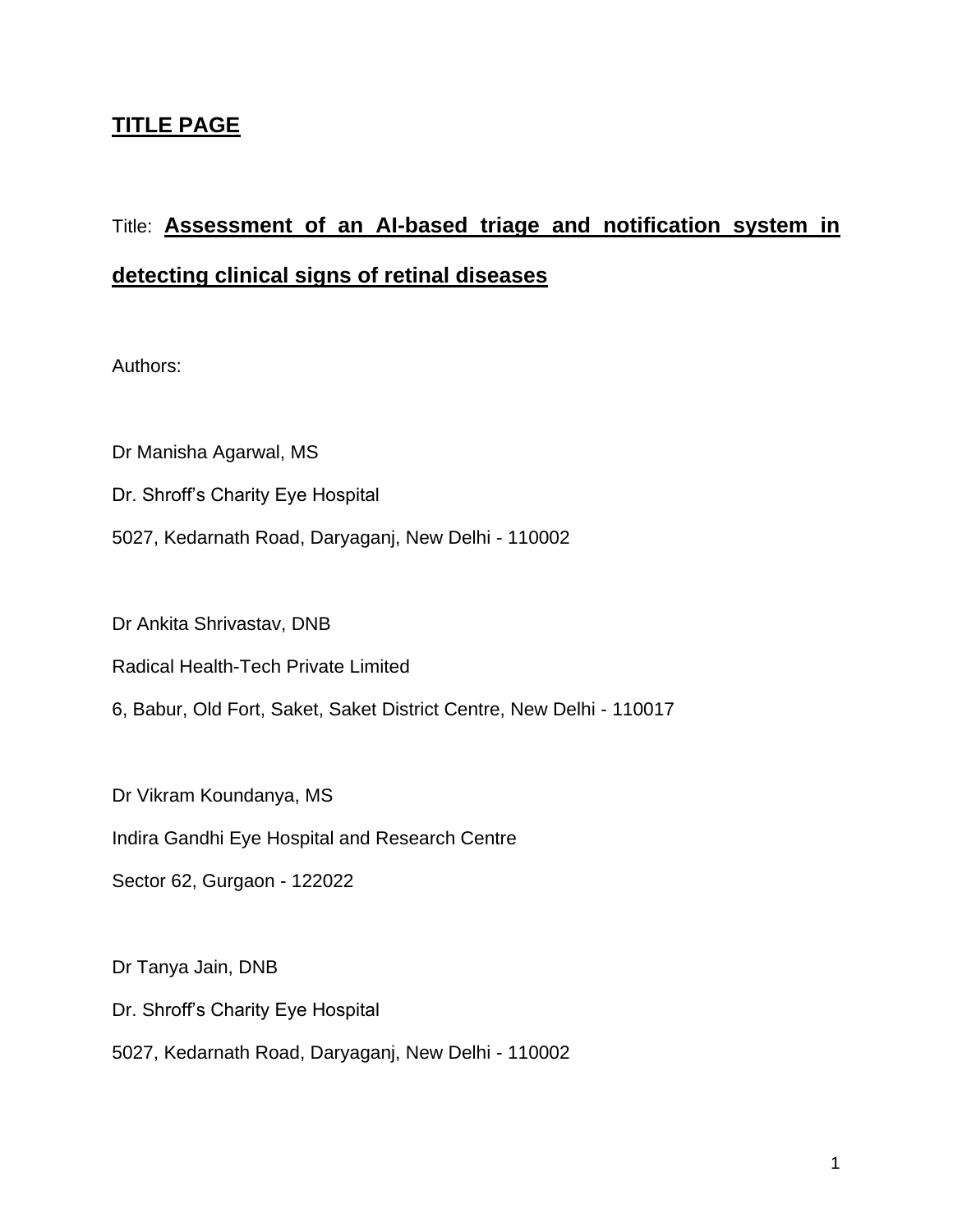## TITLE PAGE

Title: **Assessment of an AI-based triage and notification system in detecting clinical signs of retinal diseases**

Authors:

Dr Manisha Agarwal, MS

Dr. Shroff's Charity Eye Hospital

5027, Kedarnath Road, Daryaganj, New Delhi - 110002

Dr Ankita Shrivastav, DNB

Radical Health-Tech Private Limited

6, Babur, Old Fort, Saket, Saket District Centre, New Delhi - 110017

Dr Vikram Koundanya, MS

Indira Gandhi Eye Hospital and Research Centre

Sector 62, Gurgaon - 122022

Dr Tanya Jain, DNB

Dr. Shroff's Charity Eye Hospital

5027, Kedarnath Road, Daryaganj, New Delhi - 110002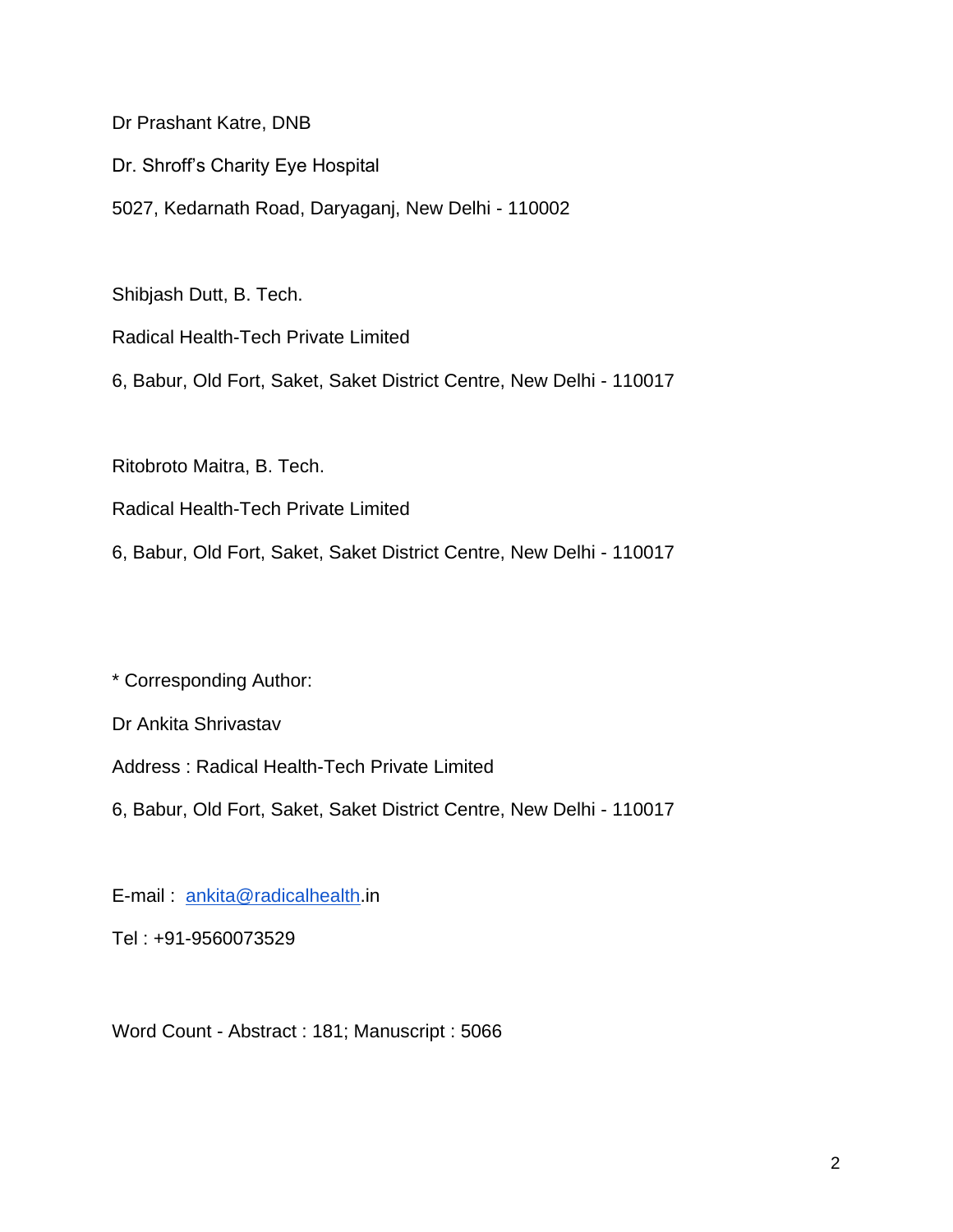Dr Prashant Katre, DNB

Dr. Shroff's Charity Eye Hospital

5027, Kedarnath Road, Daryaganj, New Delhi - 110002

Shibjash Dutt, B. Tech.

Radical Health-Tech Private Limited

6, Babur, Old Fort, Saket, Saket District Centre, New Delhi - 110017

Ritobroto Maitra, B. Tech.

Radical Health-Tech Private Limited

6, Babur, Old Fort, Saket, Saket District Centre, New Delhi - 110017

* Corresponding Author:

Dr Ankita Shrivastav

Address : Radical Health-Tech Private Limited

6, Babur, Old Fort, Saket, Saket District Centre, New Delhi - 110017

E-mail : ankita@radicalhealth.in

Tel : +91-9560073529

Word Count - Abstract : 181; Manuscript : 5066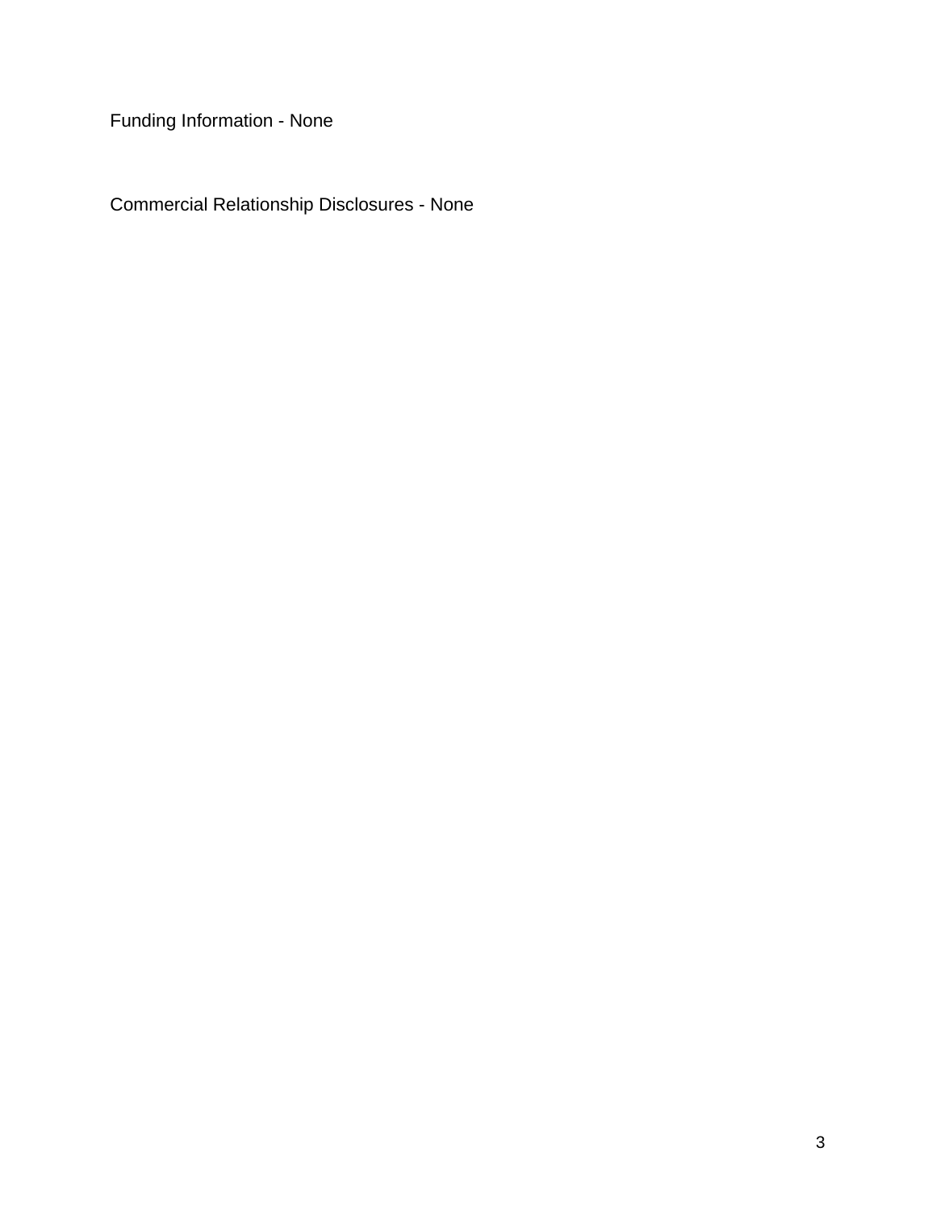Funding Information - None

Commercial Relationship Disclosures - None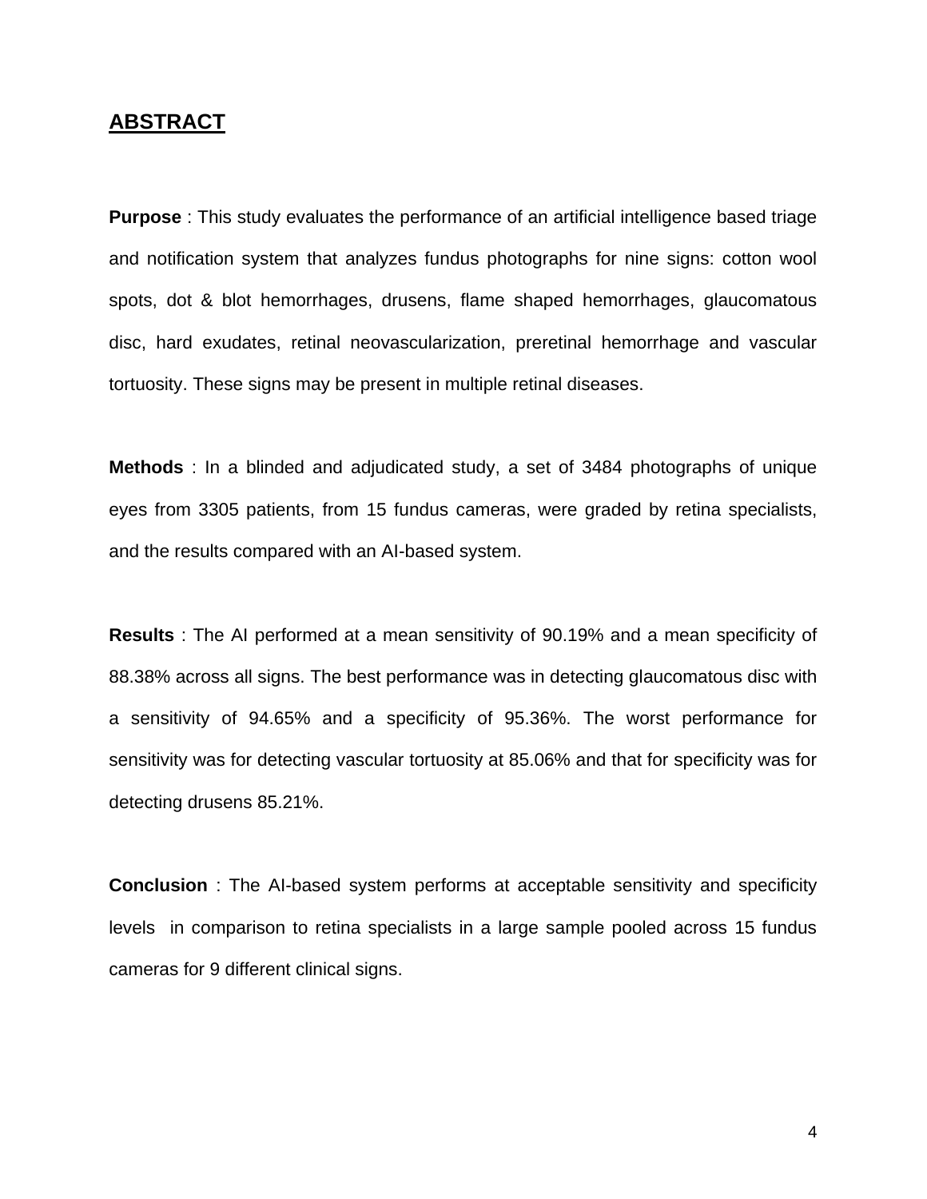## ABSTRACT

**Purpose** : This study evaluates the performance of an artificial intelligence based triage and notification system that analyzes fundus photographs for nine signs: cotton wool spots, dot & blot hemorrhages, drusens, flame shaped hemorrhages, glaucomatous disc, hard exudates, retinal neovascularization, preretinal hemorrhage and vascular tortuosity. These signs may be present in multiple retinal diseases.

**Methods** : In a blinded and adjudicated study, a set of 3484 photographs of unique eyes from 3305 patients, from 15 fundus cameras, were graded by retina specialists, and the results compared with an AI-based system.

**Results** : The AI performed at a mean sensitivity of 90.19% and a mean specificity of 88.38% across all signs. The best performance was in detecting glaucomatous disc with a sensitivity of 94.65% and a specificity of 95.36%. The worst performance for sensitivity was for detecting vascular tortuosity at 85.06% and that for specificity was for detecting drusens 85.21%.

**Conclusion** : The AI-based system performs at acceptable sensitivity and specificity levels in comparison to retina specialists in a large sample pooled across 15 fundus cameras for 9 different clinical signs.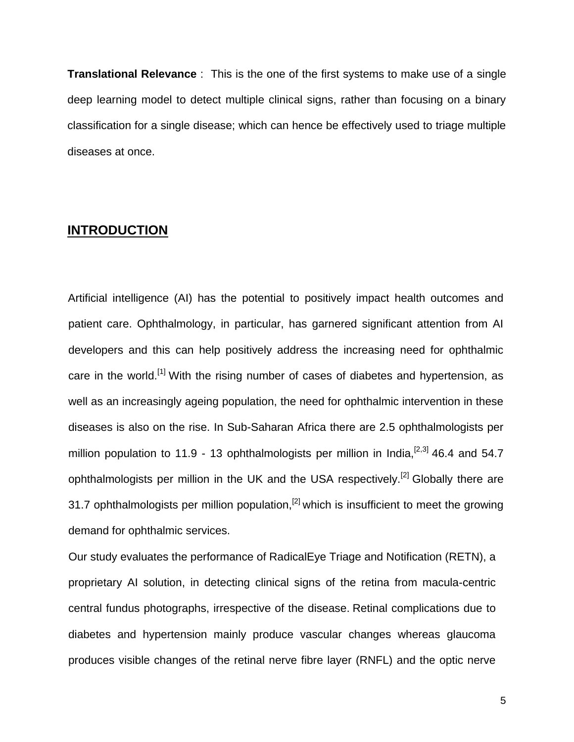**Translational Relevance** : This is the one of the first systems to make use of a single deep learning model to detect multiple clinical signs, rather than focusing on a binary classification for a single disease; which can hence be effectively used to triage multiple diseases at once.

## INTRODUCTION

Artificial intelligence (AI) has the potential to positively impact health outcomes and patient care. Ophthalmology, in particular, has garnered significant attention from AI developers and this can help positively address the increasing need for ophthalmic care in the world.[1] With the rising number of cases of diabetes and hypertension, as well as an increasingly ageing population, the need for ophthalmic intervention in these diseases is also on the rise. In Sub-Saharan Africa there are 2.5 ophthalmologists per million population to 11.9 - 13 ophthalmologists per million in India,[2,3] 46.4 and 54.7 ophthalmologists per million in the UK and the USA respectively.[2] Globally there are 31.7 ophthalmologists per million population,[2] which is insufficient to meet the growing demand for ophthalmic services.

Our study evaluates the performance of RadicalEye Triage and Notification (RETN), a proprietary AI solution, in detecting clinical signs of the retina from macula-centric central fundus photographs, irrespective of the disease. Retinal complications due to diabetes and hypertension mainly produce vascular changes whereas glaucoma produces visible changes of the retinal nerve fibre layer (RNFL) and the optic nerve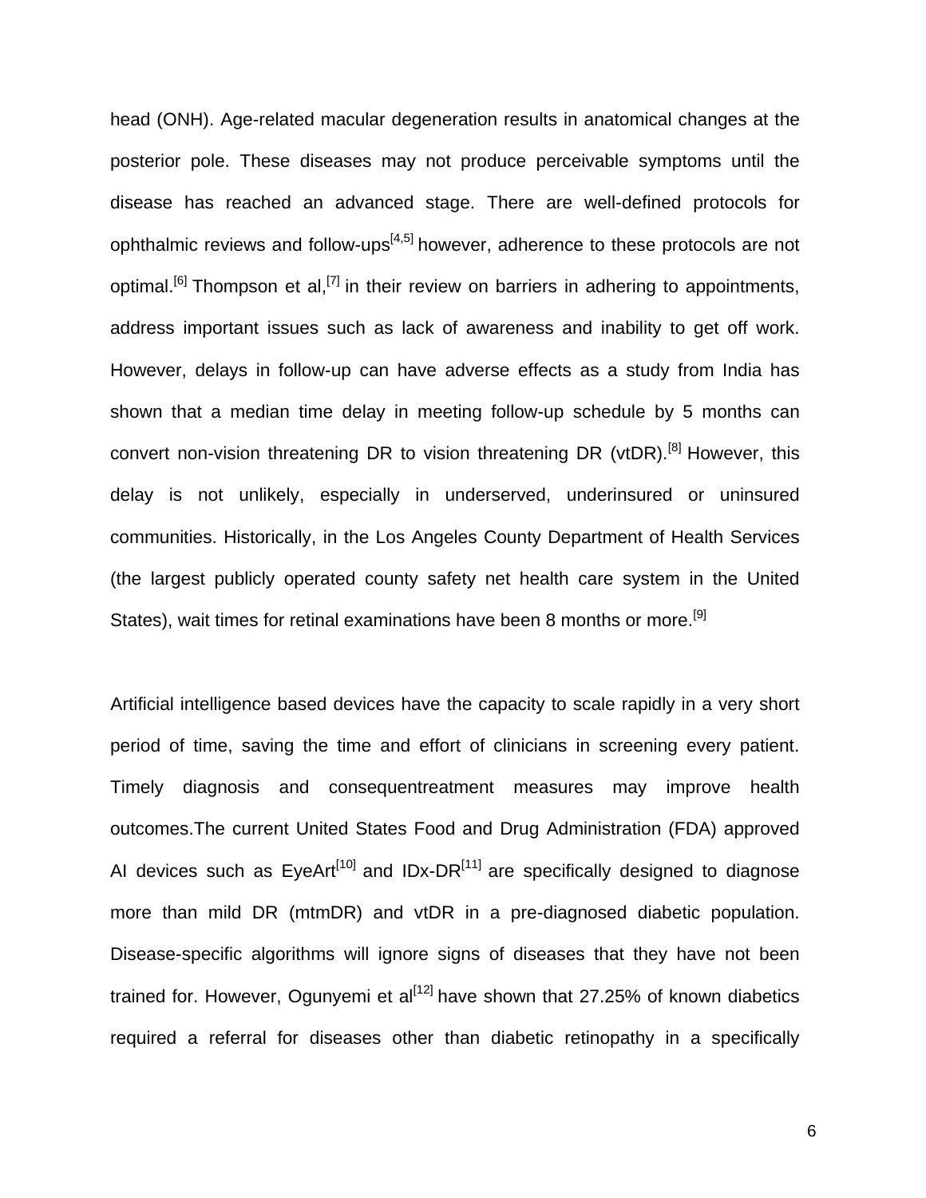head (ONH). Age-related macular degeneration results in anatomical changes at the posterior pole. These diseases may not produce perceivable symptoms until the disease has reached an advanced stage. There are well-defined protocols for ophthalmic reviews and follow-ups[4,5] however, adherence to these protocols are not optimal.[6] Thompson et al,[7] in their review on barriers in adhering to appointments, address important issues such as lack of awareness and inability to get off work. However, delays in follow-up can have adverse effects as a study from India has shown that a median time delay in meeting follow-up schedule by 5 months can convert non-vision threatening DR to vision threatening DR (vtDR).[8] However, this delay is not unlikely, especially in underserved, underinsured or uninsured communities. Historically, in the Los Angeles County Department of Health Services (the largest publicly operated county safety net health care system in the United States), wait times for retinal examinations have been 8 months or more.[9]

Artificial intelligence based devices have the capacity to scale rapidly in a very short period of time, saving the time and effort of clinicians in screening every patient. Timely diagnosis and consequentreatment measures may improve health outcomes.The current United States Food and Drug Administration (FDA) approved AI devices such as EyeArt[10] and IDx-DR[11] are specifically designed to diagnose more than mild DR (mtmDR) and vtDR in a pre-diagnosed diabetic population. Disease-specific algorithms will ignore signs of diseases that they have not been trained for. However, Ogunyemi et al[12] have shown that 27.25% of known diabetics required a referral for diseases other than diabetic retinopathy in a specifically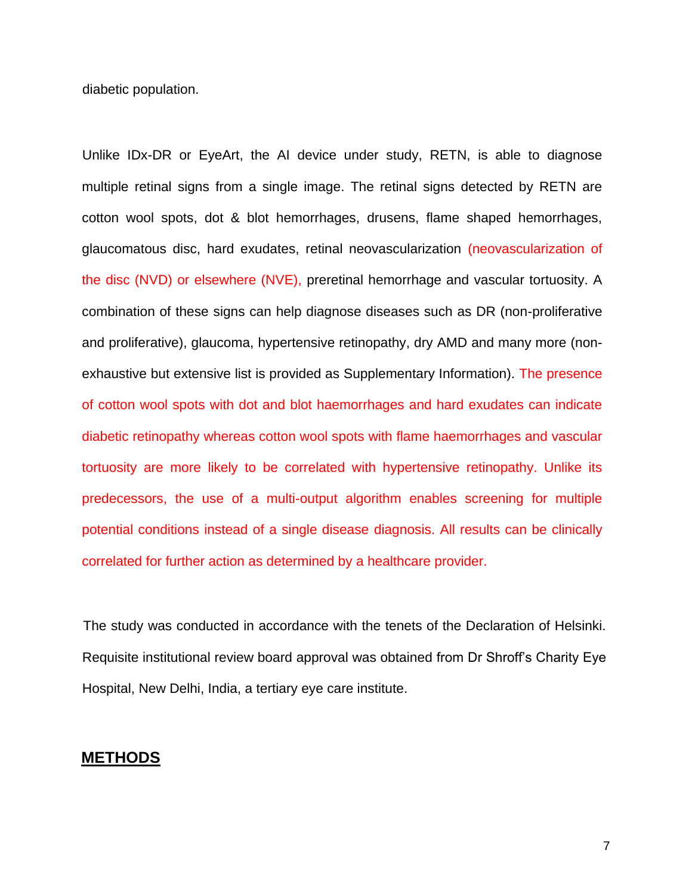diabetic population.

Unlike IDx-DR or EyeArt, the AI device under study, RETN, is able to diagnose multiple retinal signs from a single image. The retinal signs detected by RETN are cotton wool spots, dot & blot hemorrhages, drusens, flame shaped hemorrhages, glaucomatous disc, hard exudates, retinal neovascularization (neovascularization of the disc (NVD) or elsewhere (NVE), preretinal hemorrhage and vascular tortuosity. A combination of these signs can help diagnose diseases such as DR (non-proliferative and proliferative), glaucoma, hypertensive retinopathy, dry AMD and many more (non-exhaustive but extensive list is provided as Supplementary Information). The presence of cotton wool spots with dot and blot haemorrhages and hard exudates can indicate diabetic retinopathy whereas cotton wool spots with flame haemorrhages and vascular tortuosity are more likely to be correlated with hypertensive retinopathy. Unlike its predecessors, the use of a multi-output algorithm enables screening for multiple potential conditions instead of a single disease diagnosis. All results can be clinically correlated for further action as determined by a healthcare provider.

The study was conducted in accordance with the tenets of the Declaration of Helsinki. Requisite institutional review board approval was obtained from Dr Shroff's Charity Eye Hospital, New Delhi, India, a tertiary eye care institute.

## METHODS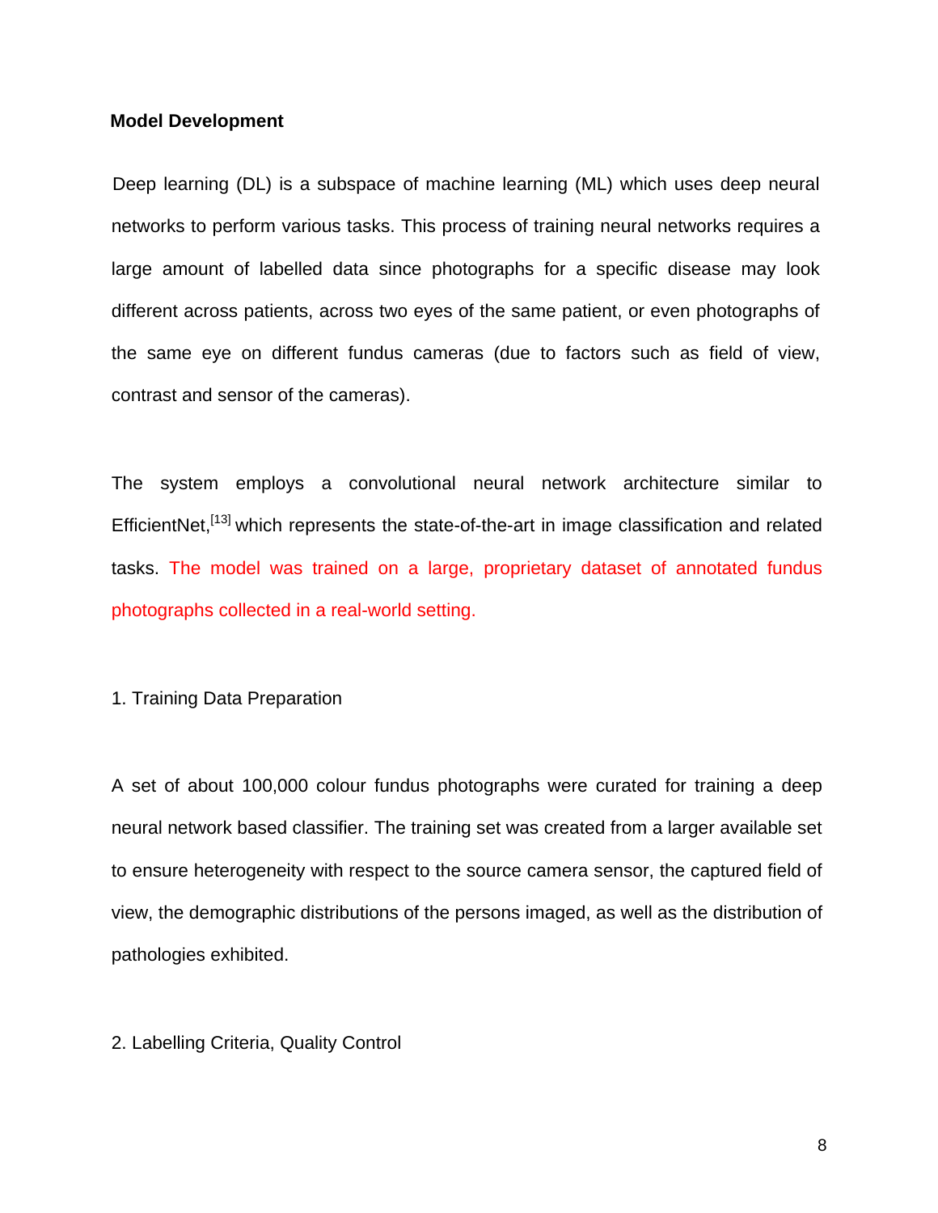## Model Development

Deep learning (DL) is a subspace of machine learning (ML) which uses deep neural networks to perform various tasks. This process of training neural networks requires a large amount of labelled data since photographs for a specific disease may look different across patients, across two eyes of the same patient, or even photographs of the same eye on different fundus cameras (due to factors such as field of view, contrast and sensor of the cameras).

The system employs a convolutional neural network architecture similar to EfficientNet,[13] which represents the state-of-the-art in image classification and related tasks. The model was trained on a large, proprietary dataset of annotated fundus photographs collected in a real-world setting.

1. Training Data Preparation

A set of about 100,000 colour fundus photographs were curated for training a deep neural network based classifier. The training set was created from a larger available set to ensure heterogeneity with respect to the source camera sensor, the captured field of view, the demographic distributions of the persons imaged, as well as the distribution of pathologies exhibited.

2. Labelling Criteria, Quality Control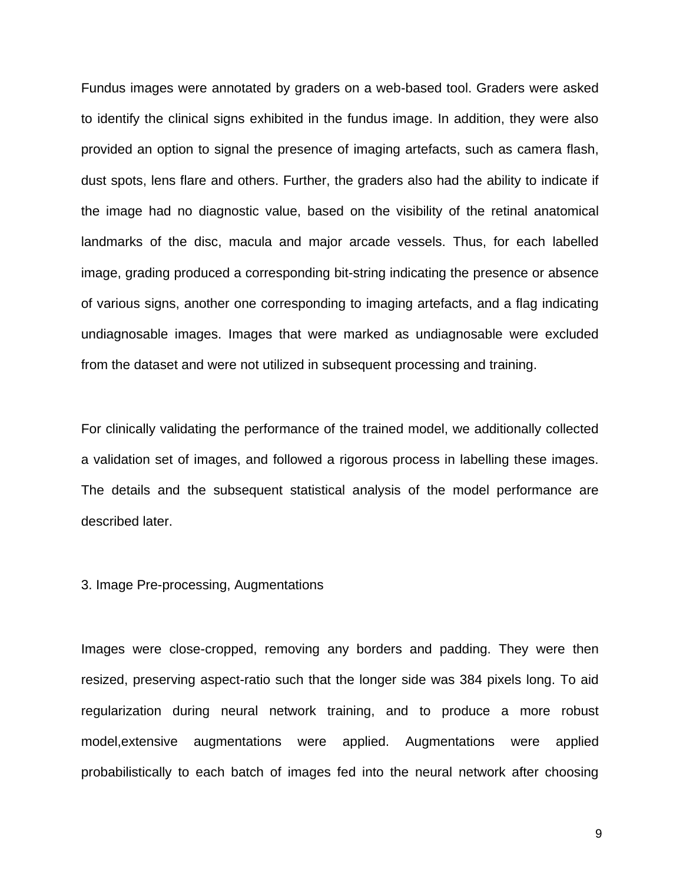Fundus images were annotated by graders on a web-based tool. Graders were asked to identify the clinical signs exhibited in the fundus image. In addition, they were also provided an option to signal the presence of imaging artefacts, such as camera flash, dust spots, lens flare and others. Further, the graders also had the ability to indicate if the image had no diagnostic value, based on the visibility of the retinal anatomical landmarks of the disc, macula and major arcade vessels. Thus, for each labelled image, grading produced a corresponding bit-string indicating the presence or absence of various signs, another one corresponding to imaging artefacts, and a flag indicating undiagnosable images. Images that were marked as undiagnosable were excluded from the dataset and were not utilized in subsequent processing and training.

For clinically validating the performance of the trained model, we additionally collected a validation set of images, and followed a rigorous process in labelling these images. The details and the subsequent statistical analysis of the model performance are described later.

### 3. Image Pre-processing, Augmentations

Images were close-cropped, removing any borders and padding. They were then resized, preserving aspect-ratio such that the longer side was 384 pixels long. To aid regularization during neural network training, and to produce a more robust model,extensive augmentations were applied. Augmentations were applied probabilistically to each batch of images fed into the neural network after choosing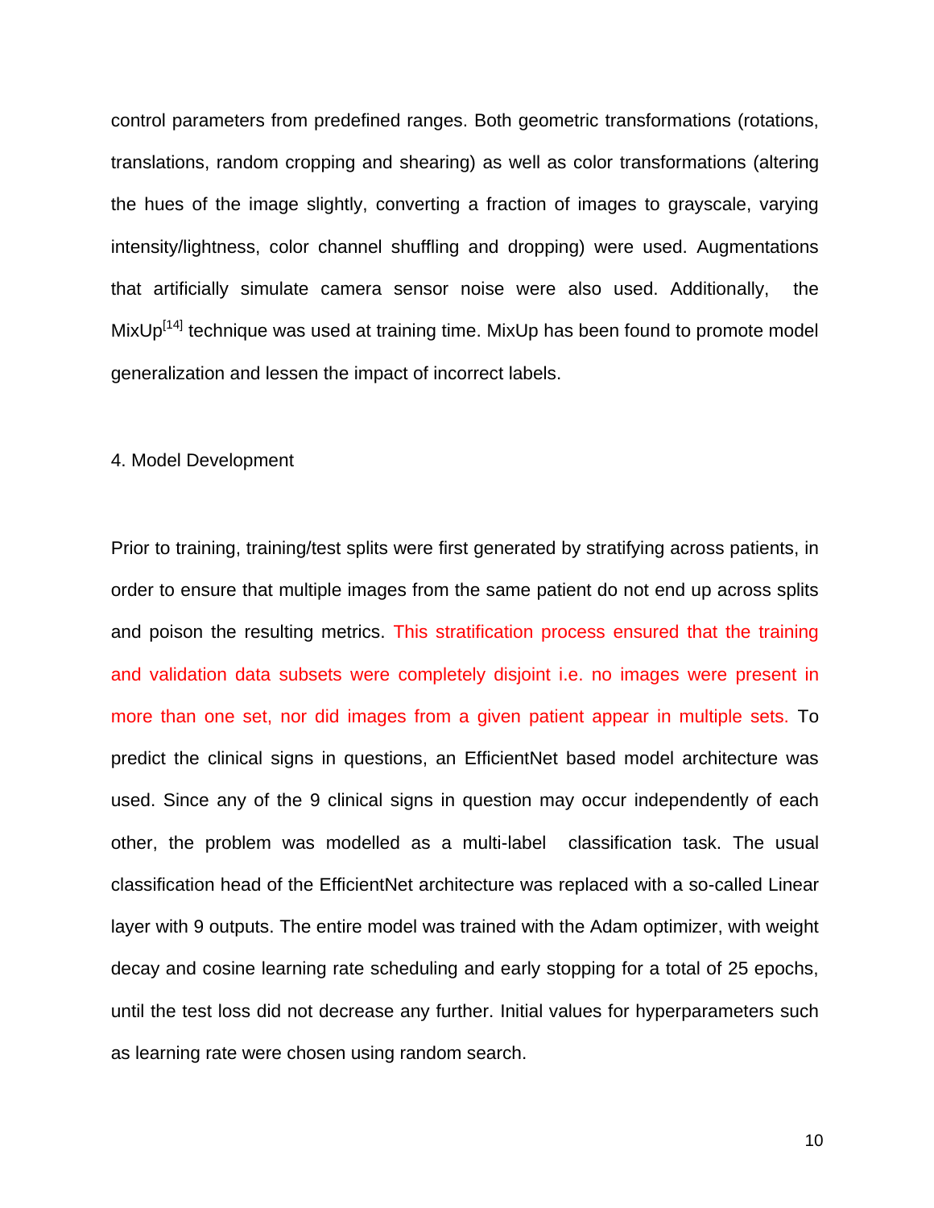control parameters from predefined ranges. Both geometric transformations (rotations, translations, random cropping and shearing) as well as color transformations (altering the hues of the image slightly, converting a fraction of images to grayscale, varying intensity/lightness, color channel shuffling and dropping) were used. Augmentations that artificially simulate camera sensor noise were also used. Additionally, the MixUp[14] technique was used at training time. MixUp has been found to promote model generalization and lessen the impact of incorrect labels.

## 4. Model Development

Prior to training, training/test splits were first generated by stratifying across patients, in order to ensure that multiple images from the same patient do not end up across splits and poison the resulting metrics. This stratification process ensured that the training and validation data subsets were completely disjoint i.e. no images were present in more than one set, nor did images from a given patient appear in multiple sets. To predict the clinical signs in questions, an EfficientNet based model architecture was used. Since any of the 9 clinical signs in question may occur independently of each other, the problem was modelled as a multi-label classification task. The usual classification head of the EfficientNet architecture was replaced with a so-called Linear layer with 9 outputs. The entire model was trained with the Adam optimizer, with weight decay and cosine learning rate scheduling and early stopping for a total of 25 epochs, until the test loss did not decrease any further. Initial values for hyperparameters such as learning rate were chosen using random search.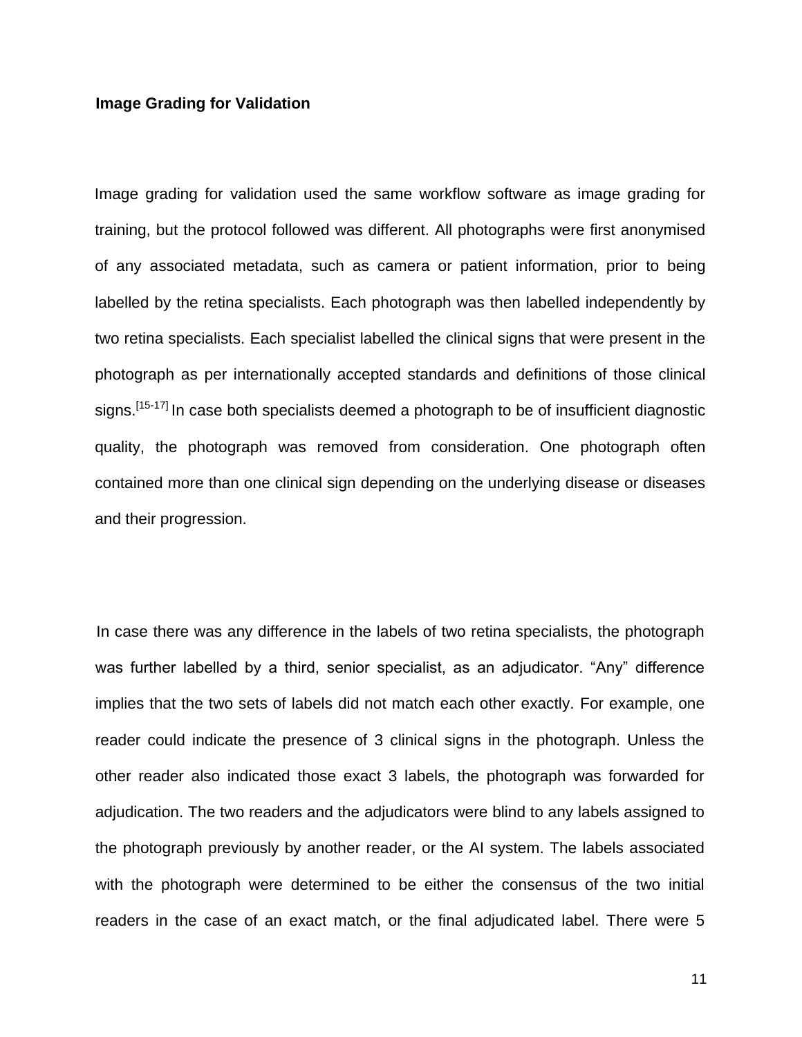### Image Grading for Validation

Image grading for validation used the same workflow software as image grading for training, but the protocol followed was different. All photographs were first anonymised of any associated metadata, such as camera or patient information, prior to being labelled by the retina specialists. Each photograph was then labelled independently by two retina specialists. Each specialist labelled the clinical signs that were present in the photograph as per internationally accepted standards and definitions of those clinical signs.[15-17] In case both specialists deemed a photograph to be of insufficient diagnostic quality, the photograph was removed from consideration. One photograph often contained more than one clinical sign depending on the underlying disease or diseases and their progression.

In case there was any difference in the labels of two retina specialists, the photograph was further labelled by a third, senior specialist, as an adjudicator. "Any" difference implies that the two sets of labels did not match each other exactly. For example, one reader could indicate the presence of 3 clinical signs in the photograph. Unless the other reader also indicated those exact 3 labels, the photograph was forwarded for adjudication. The two readers and the adjudicators were blind to any labels assigned to the photograph previously by another reader, or the AI system. The labels associated with the photograph were determined to be either the consensus of the two initial readers in the case of an exact match, or the final adjudicated label. There were 5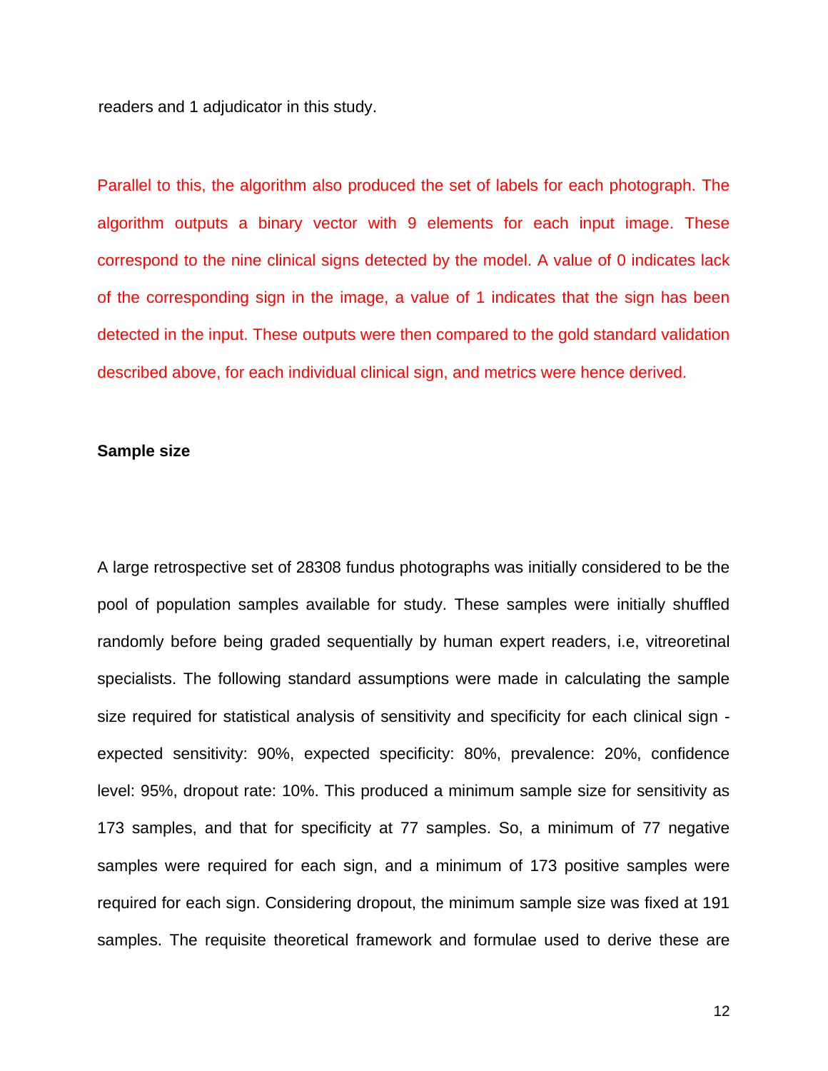readers and 1 adjudicator in this study.

Parallel to this, the algorithm also produced the set of labels for each photograph. The algorithm outputs a binary vector with 9 elements for each input image. These correspond to the nine clinical signs detected by the model. A value of 0 indicates lack of the corresponding sign in the image, a value of 1 indicates that the sign has been detected in the input. These outputs were then compared to the gold standard validation described above, for each individual clinical sign, and metrics were hence derived.

**Sample size**

A large retrospective set of 28308 fundus photographs was initially considered to be the pool of population samples available for study. These samples were initially shuffled randomly before being graded sequentially by human expert readers, i.e, vitreoretinal specialists. The following standard assumptions were made in calculating the sample size required for statistical analysis of sensitivity and specificity for each clinical sign - expected sensitivity: 90%, expected specificity: 80%, prevalence: 20%, confidence level: 95%, dropout rate: 10%. This produced a minimum sample size for sensitivity as 173 samples, and that for specificity at 77 samples. So, a minimum of 77 negative samples were required for each sign, and a minimum of 173 positive samples were required for each sign. Considering dropout, the minimum sample size was fixed at 191 samples. The requisite theoretical framework and formulae used to derive these are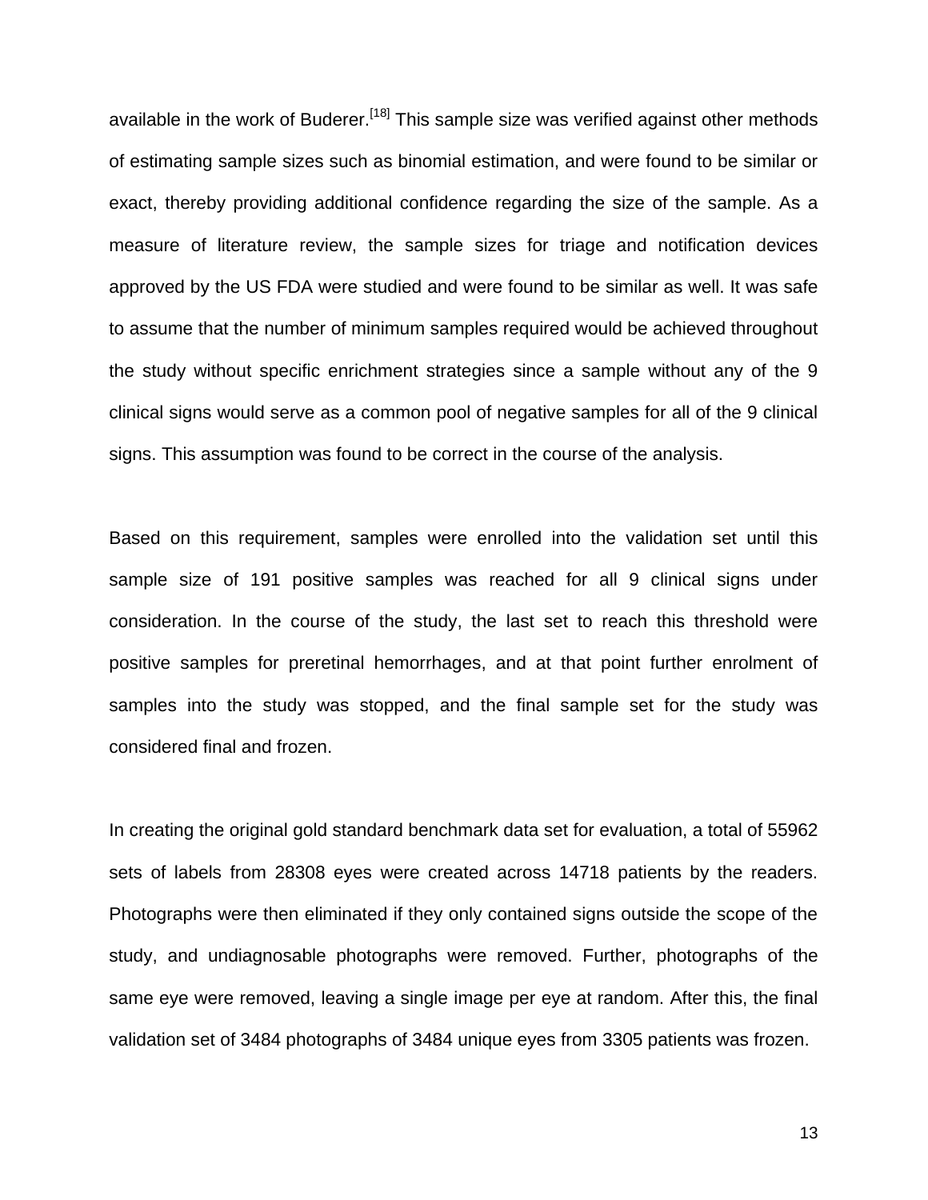available in the work of Buderer.[18] This sample size was verified against other methods of estimating sample sizes such as binomial estimation, and were found to be similar or exact, thereby providing additional confidence regarding the size of the sample. As a measure of literature review, the sample sizes for triage and notification devices approved by the US FDA were studied and were found to be similar as well. It was safe to assume that the number of minimum samples required would be achieved throughout the study without specific enrichment strategies since a sample without any of the 9 clinical signs would serve as a common pool of negative samples for all of the 9 clinical signs. This assumption was found to be correct in the course of the analysis.

Based on this requirement, samples were enrolled into the validation set until this sample size of 191 positive samples was reached for all 9 clinical signs under consideration. In the course of the study, the last set to reach this threshold were positive samples for preretinal hemorrhages, and at that point further enrolment of samples into the study was stopped, and the final sample set for the study was considered final and frozen.

In creating the original gold standard benchmark data set for evaluation, a total of 55962 sets of labels from 28308 eyes were created across 14718 patients by the readers. Photographs were then eliminated if they only contained signs outside the scope of the study, and undiagnosable photographs were removed. Further, photographs of the same eye were removed, leaving a single image per eye at random. After this, the final validation set of 3484 photographs of 3484 unique eyes from 3305 patients was frozen.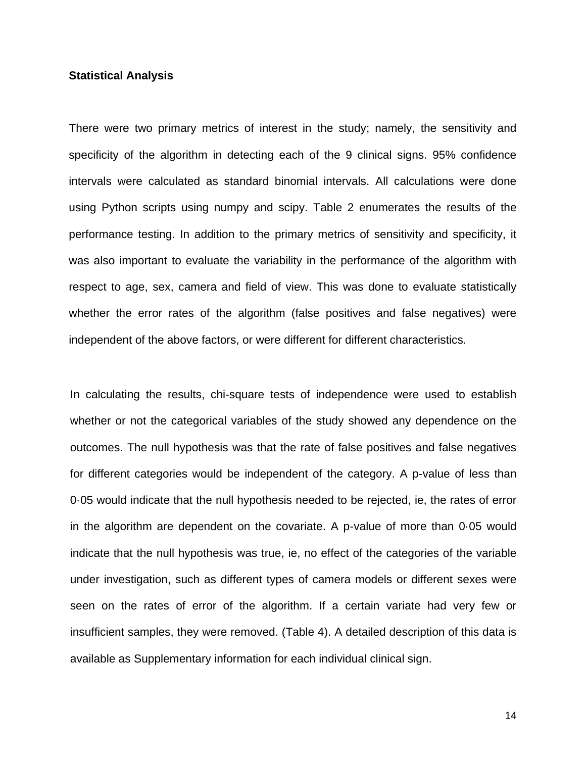**Statistical Analysis**

There were two primary metrics of interest in the study; namely, the sensitivity and specificity of the algorithm in detecting each of the 9 clinical signs. 95% confidence intervals were calculated as standard binomial intervals. All calculations were done using Python scripts using numpy and scipy. Table 2 enumerates the results of the performance testing. In addition to the primary metrics of sensitivity and specificity, it was also important to evaluate the variability in the performance of the algorithm with respect to age, sex, camera and field of view. This was done to evaluate statistically whether the error rates of the algorithm (false positives and false negatives) were independent of the above factors, or were different for different characteristics.

In calculating the results, chi-square tests of independence were used to establish whether or not the categorical variables of the study showed any dependence on the outcomes. The null hypothesis was that the rate of false positives and false negatives for different categories would be independent of the category. A p-value of less than 0·05 would indicate that the null hypothesis needed to be rejected, ie, the rates of error in the algorithm are dependent on the covariate. A p-value of more than 0·05 would indicate that the null hypothesis was true, ie, no effect of the categories of the variable under investigation, such as different types of camera models or different sexes were seen on the rates of error of the algorithm. If a certain variate had very few or insufficient samples, they were removed. (Table 4). A detailed description of this data is available as Supplementary information for each individual clinical sign.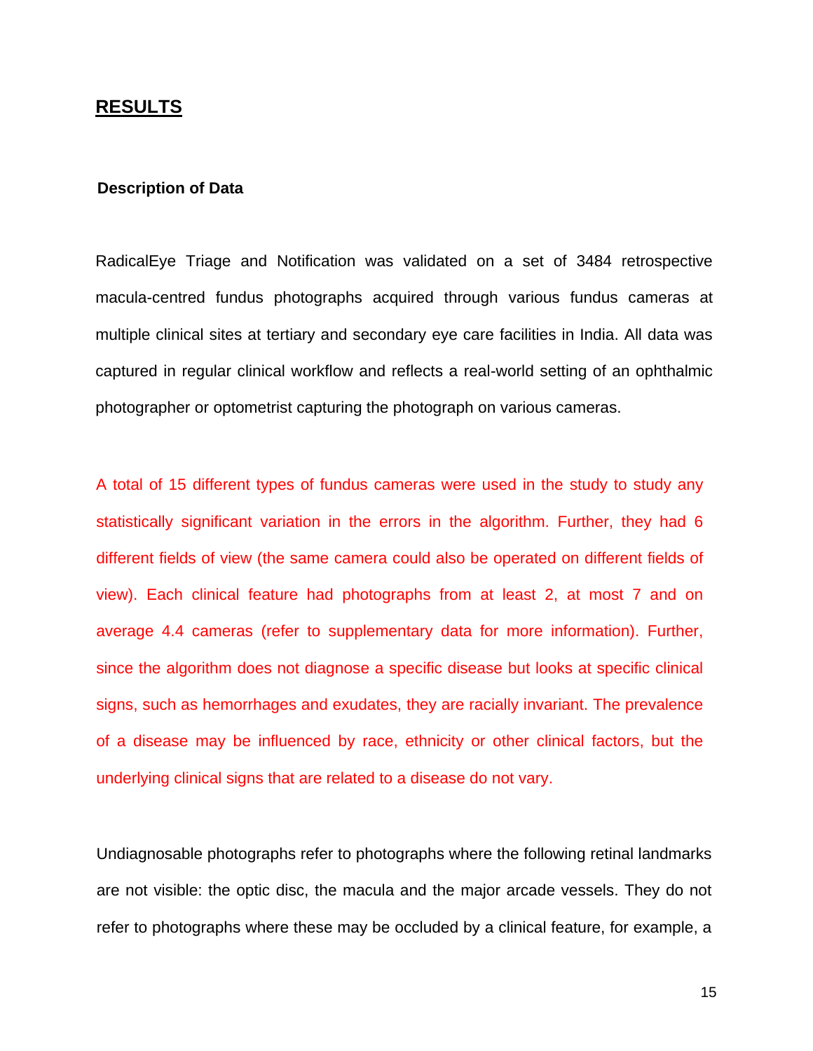# RESULTS

## Description of Data

RadicalEye Triage and Notification was validated on a set of 3484 retrospective macula-centred fundus photographs acquired through various fundus cameras at multiple clinical sites at tertiary and secondary eye care facilities in India. All data was captured in regular clinical workflow and reflects a real-world setting of an ophthalmic photographer or optometrist capturing the photograph on various cameras.

A total of 15 different types of fundus cameras were used in the study to study any statistically significant variation in the errors in the algorithm. Further, they had 6 different fields of view (the same camera could also be operated on different fields of view). Each clinical feature had photographs from at least 2, at most 7 and on average 4.4 cameras (refer to supplementary data for more information). Further, since the algorithm does not diagnose a specific disease but looks at specific clinical signs, such as hemorrhages and exudates, they are racially invariant. The prevalence of a disease may be influenced by race, ethnicity or other clinical factors, but the underlying clinical signs that are related to a disease do not vary.

Undiagnosable photographs refer to photographs where the following retinal landmarks are not visible: the optic disc, the macula and the major arcade vessels. They do not refer to photographs where these may be occluded by a clinical feature, for example, a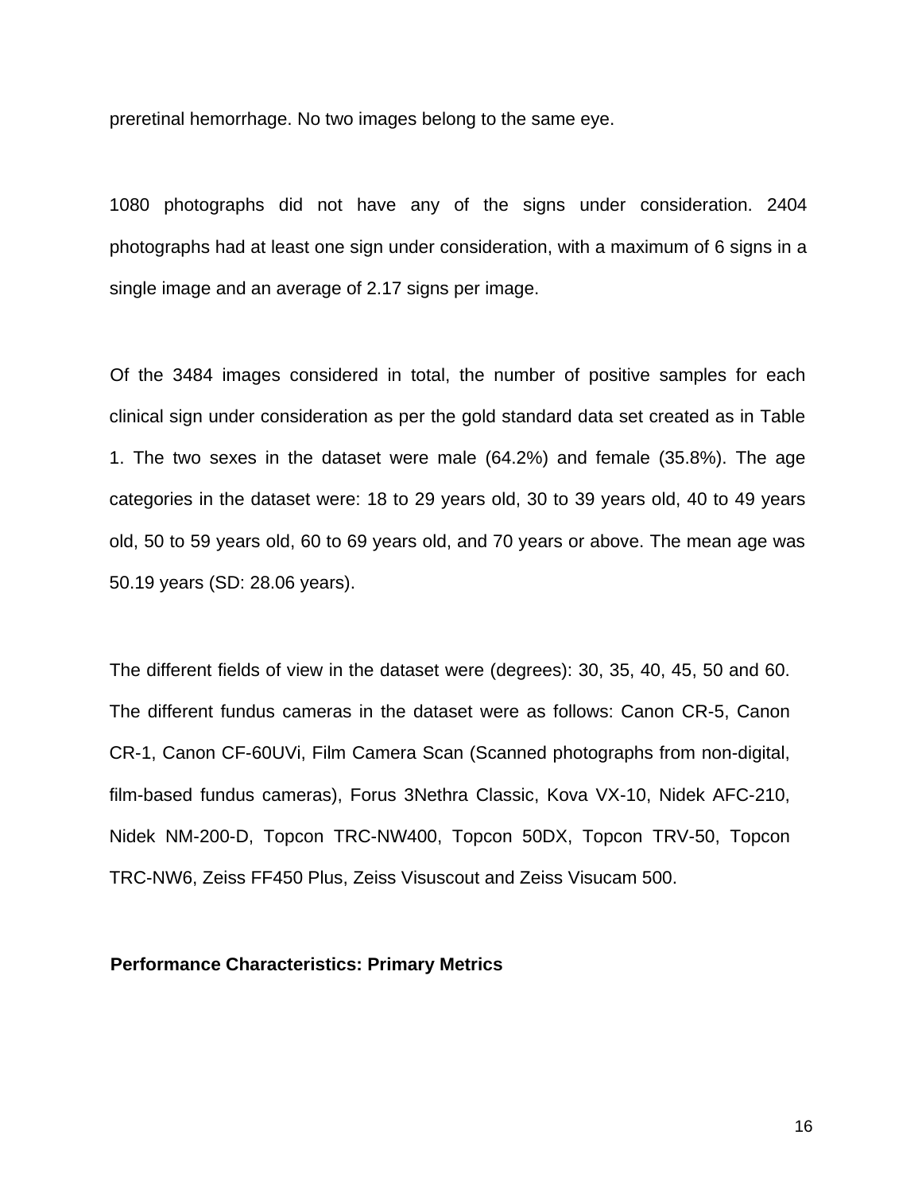preretinal hemorrhage. No two images belong to the same eye.

1080 photographs did not have any of the signs under consideration. 2404 photographs had at least one sign under consideration, with a maximum of 6 signs in a single image and an average of 2.17 signs per image.

Of the 3484 images considered in total, the number of positive samples for each clinical sign under consideration as per the gold standard data set created as in Table 1. The two sexes in the dataset were male (64.2%) and female (35.8%). The age categories in the dataset were: 18 to 29 years old, 30 to 39 years old, 40 to 49 years old, 50 to 59 years old, 60 to 69 years old, and 70 years or above. The mean age was 50.19 years (SD: 28.06 years).

The different fields of view in the dataset were (degrees): 30, 35, 40, 45, 50 and 60. The different fundus cameras in the dataset were as follows: Canon CR-5, Canon CR-1, Canon CF-60UVi, Film Camera Scan (Scanned photographs from non-digital, film-based fundus cameras), Forus 3Nethra Classic, Kova VX-10, Nidek AFC-210, Nidek NM-200-D, Topcon TRC-NW400, Topcon 50DX, Topcon TRV-50, Topcon TRC-NW6, Zeiss FF450 Plus, Zeiss Visuscout and Zeiss Visucam 500.

**Performance Characteristics: Primary Metrics**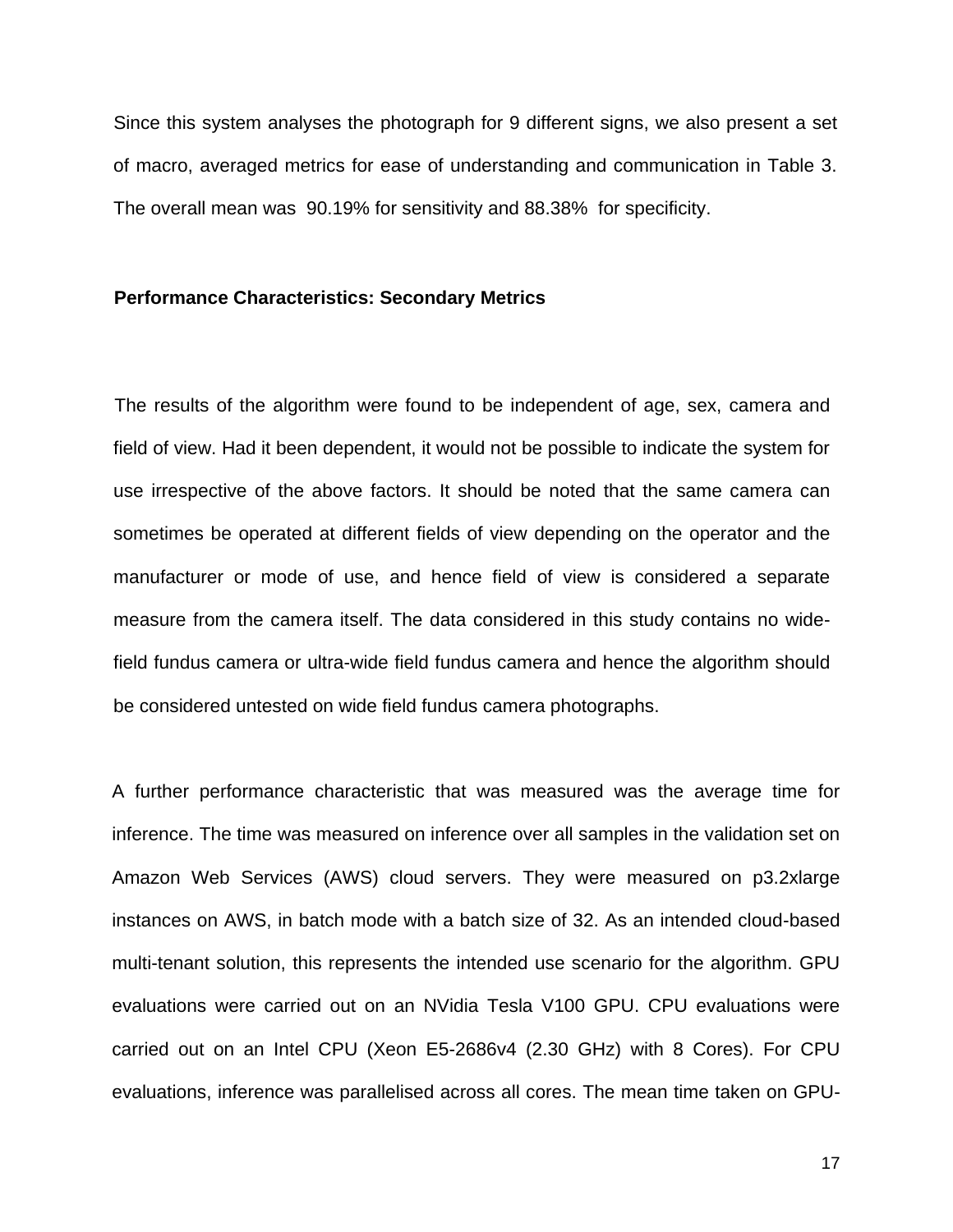Since this system analyses the photograph for 9 different signs, we also present a set of macro, averaged metrics for ease of understanding and communication in Table 3. The overall mean was 90.19% for sensitivity and 88.38% for specificity.

**Performance Characteristics: Secondary Metrics**

The results of the algorithm were found to be independent of age, sex, camera and field of view. Had it been dependent, it would not be possible to indicate the system for use irrespective of the above factors. It should be noted that the same camera can sometimes be operated at different fields of view depending on the operator and the manufacturer or mode of use, and hence field of view is considered a separate measure from the camera itself. The data considered in this study contains no wide-field fundus camera or ultra-wide field fundus camera and hence the algorithm should be considered untested on wide field fundus camera photographs.

A further performance characteristic that was measured was the average time for inference. The time was measured on inference over all samples in the validation set on Amazon Web Services (AWS) cloud servers. They were measured on p3.2xlarge instances on AWS, in batch mode with a batch size of 32. As an intended cloud-based multi-tenant solution, this represents the intended use scenario for the algorithm. GPU evaluations were carried out on an NVidia Tesla V100 GPU. CPU evaluations were carried out on an Intel CPU (Xeon E5-2686v4 (2.30 GHz) with 8 Cores). For CPU evaluations, inference was parallelised across all cores. The mean time taken on GPU-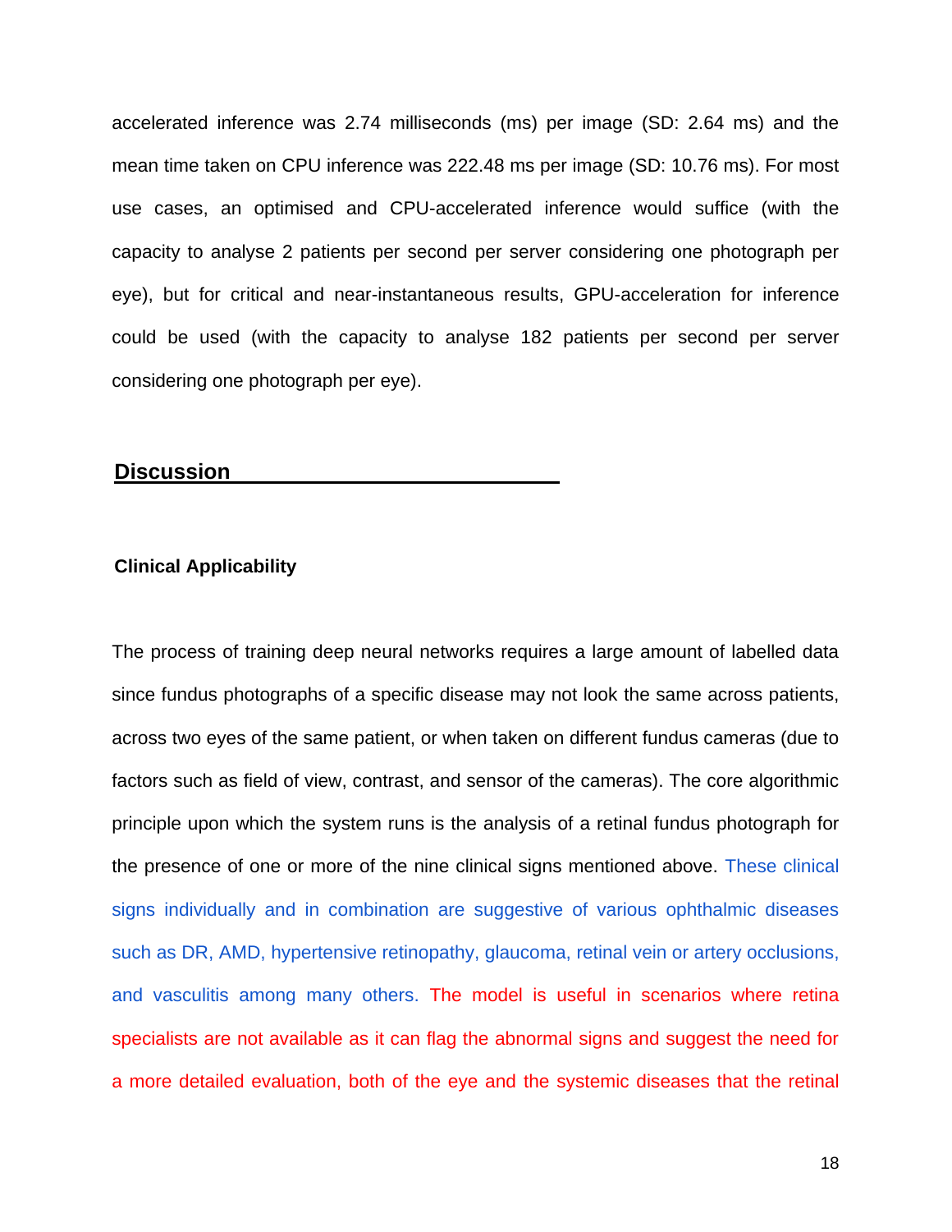accelerated inference was 2.74 milliseconds (ms) per image (SD: 2.64 ms) and the mean time taken on CPU inference was 222.48 ms per image (SD: 10.76 ms). For most use cases, an optimised and CPU-accelerated inference would suffice (with the capacity to analyse 2 patients per second per server considering one photograph per eye), but for critical and near-instantaneous results, GPU-acceleration for inference could be used (with the capacity to analyse 182 patients per second per server considering one photograph per eye).

## Discussion

### Clinical Applicability

The process of training deep neural networks requires a large amount of labelled data since fundus photographs of a specific disease may not look the same across patients, across two eyes of the same patient, or when taken on different fundus cameras (due to factors such as field of view, contrast, and sensor of the cameras). The core algorithmic principle upon which the system runs is the analysis of a retinal fundus photograph for the presence of one or more of the nine clinical signs mentioned above. These clinical signs individually and in combination are suggestive of various ophthalmic diseases such as DR, AMD, hypertensive retinopathy, glaucoma, retinal vein or artery occlusions, and vasculitis among many others. The model is useful in scenarios where retina specialists are not available as it can flag the abnormal signs and suggest the need for a more detailed evaluation, both of the eye and the systemic diseases that the retinal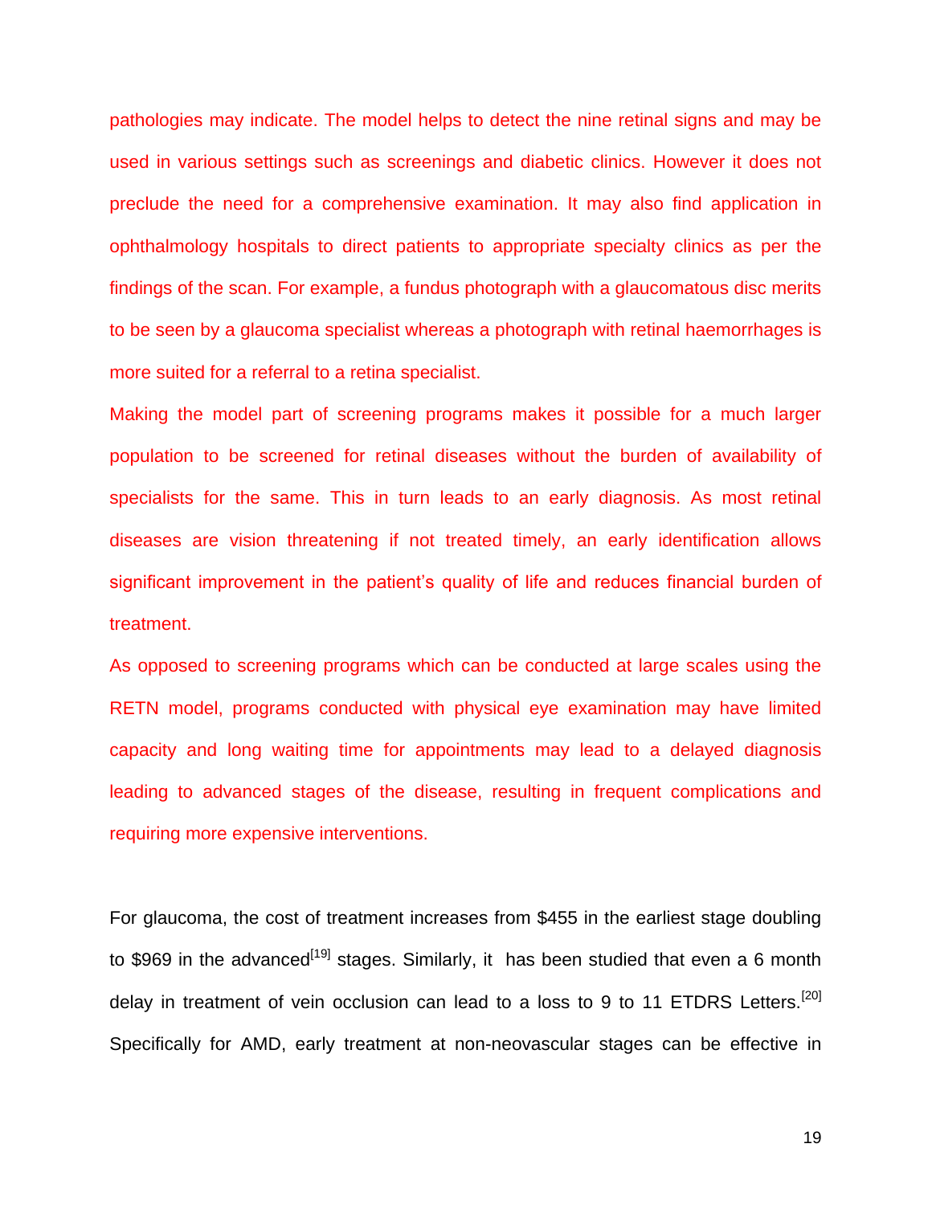pathologies may indicate. The model helps to detect the nine retinal signs and may be used in various settings such as screenings and diabetic clinics. However it does not preclude the need for a comprehensive examination. It may also find application in ophthalmology hospitals to direct patients to appropriate specialty clinics as per the findings of the scan. For example, a fundus photograph with a glaucomatous disc merits to be seen by a glaucoma specialist whereas a photograph with retinal haemorrhages is more suited for a referral to a retina specialist.

Making the model part of screening programs makes it possible for a much larger population to be screened for retinal diseases without the burden of availability of specialists for the same. This in turn leads to an early diagnosis. As most retinal diseases are vision threatening if not treated timely, an early identification allows significant improvement in the patient's quality of life and reduces financial burden of treatment.

As opposed to screening programs which can be conducted at large scales using the RETN model, programs conducted with physical eye examination may have limited capacity and long waiting time for appointments may lead to a delayed diagnosis leading to advanced stages of the disease, resulting in frequent complications and requiring more expensive interventions.

For glaucoma, the cost of treatment increases from $455 in the earliest stage doubling to $969 in the advanced[19] stages. Similarly, it has been studied that even a 6 month delay in treatment of vein occlusion can lead to a loss to 9 to 11 ETDRS Letters.[20] Specifically for AMD, early treatment at non-neovascular stages can be effective in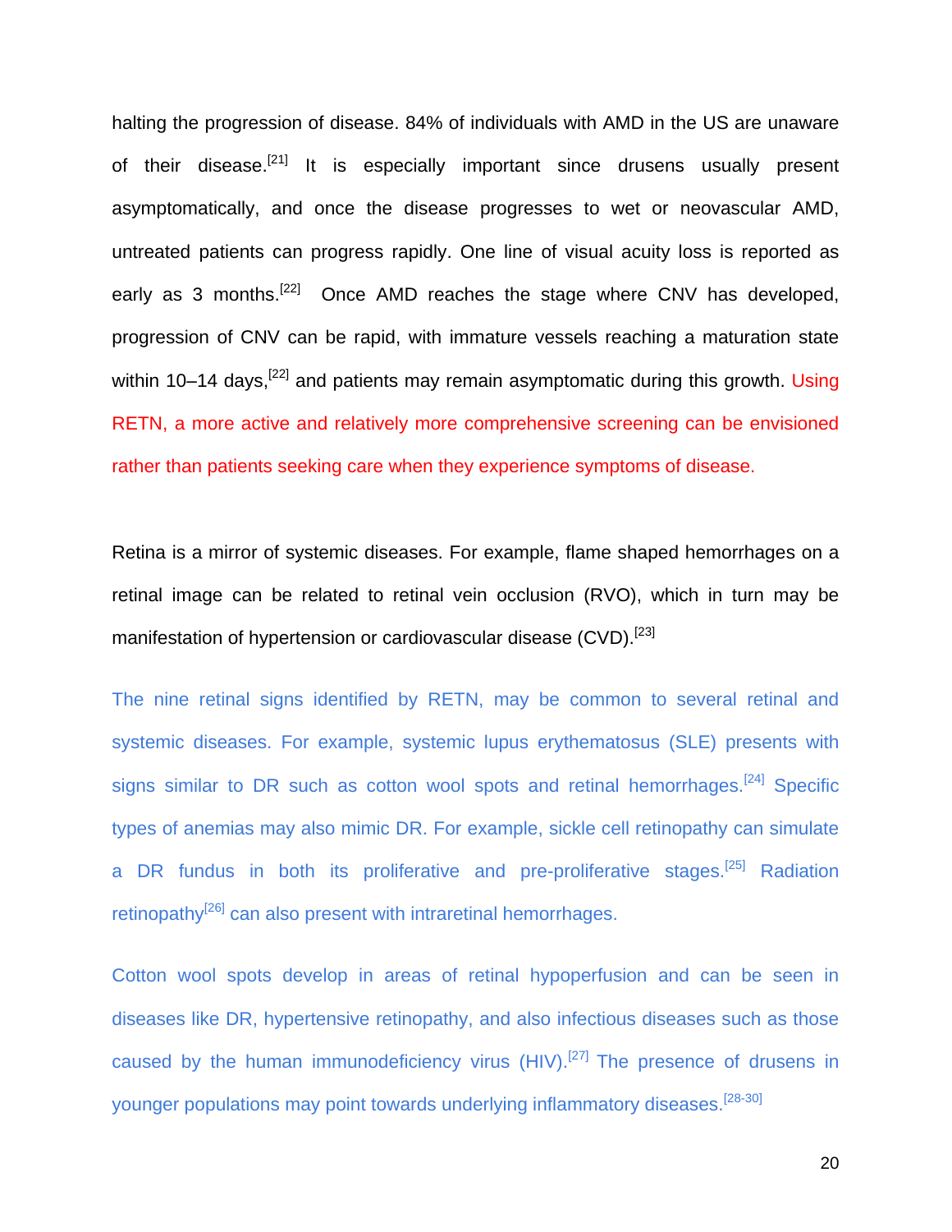halting the progression of disease. 84% of individuals with AMD in the US are unaware of their disease.[21] It is especially important since drusens usually present asymptomatically, and once the disease progresses to wet or neovascular AMD, untreated patients can progress rapidly. One line of visual acuity loss is reported as early as 3 months.[22] Once AMD reaches the stage where CNV has developed, progression of CNV can be rapid, with immature vessels reaching a maturation state within 10–14 days,[22] and patients may remain asymptomatic during this growth. Using RETN, a more active and relatively more comprehensive screening can be envisioned rather than patients seeking care when they experience symptoms of disease.

Retina is a mirror of systemic diseases. For example, flame shaped hemorrhages on a retinal image can be related to retinal vein occlusion (RVO), which in turn may be manifestation of hypertension or cardiovascular disease (CVD).[23]

The nine retinal signs identified by RETN, may be common to several retinal and systemic diseases. For example, systemic lupus erythematosus (SLE) presents with signs similar to DR such as cotton wool spots and retinal hemorrhages.[24] Specific types of anemias may also mimic DR. For example, sickle cell retinopathy can simulate a DR fundus in both its proliferative and pre-proliferative stages.[25] Radiation retinopathy[26] can also present with intraretinal hemorrhages.

Cotton wool spots develop in areas of retinal hypoperfusion and can be seen in diseases like DR, hypertensive retinopathy, and also infectious diseases such as those caused by the human immunodeficiency virus (HIV).[27] The presence of drusens in younger populations may point towards underlying inflammatory diseases.[28-30]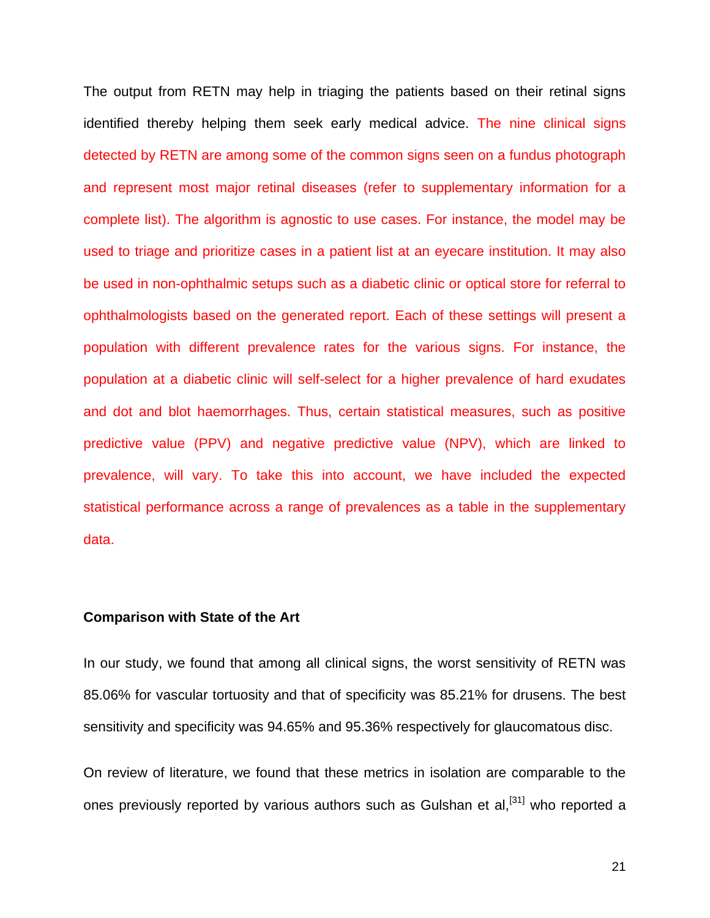The output from RETN may help in triaging the patients based on their retinal signs identified thereby helping them seek early medical advice. The nine clinical signs detected by RETN are among some of the common signs seen on a fundus photograph and represent most major retinal diseases (refer to supplementary information for a complete list). The algorithm is agnostic to use cases. For instance, the model may be used to triage and prioritize cases in a patient list at an eyecare institution. It may also be used in non-ophthalmic setups such as a diabetic clinic or optical store for referral to ophthalmologists based on the generated report. Each of these settings will present a population with different prevalence rates for the various signs. For instance, the population at a diabetic clinic will self-select for a higher prevalence of hard exudates and dot and blot haemorrhages. Thus, certain statistical measures, such as positive predictive value (PPV) and negative predictive value (NPV), which are linked to prevalence, will vary. To take this into account, we have included the expected statistical performance across a range of prevalences as a table in the supplementary data.

### Comparison with State of the Art

In our study, we found that among all clinical signs, the worst sensitivity of RETN was 85.06% for vascular tortuosity and that of specificity was 85.21% for drusens. The best sensitivity and specificity was 94.65% and 95.36% respectively for glaucomatous disc.

On review of literature, we found that these metrics in isolation are comparable to the ones previously reported by various authors such as Gulshan et al,[31] who reported a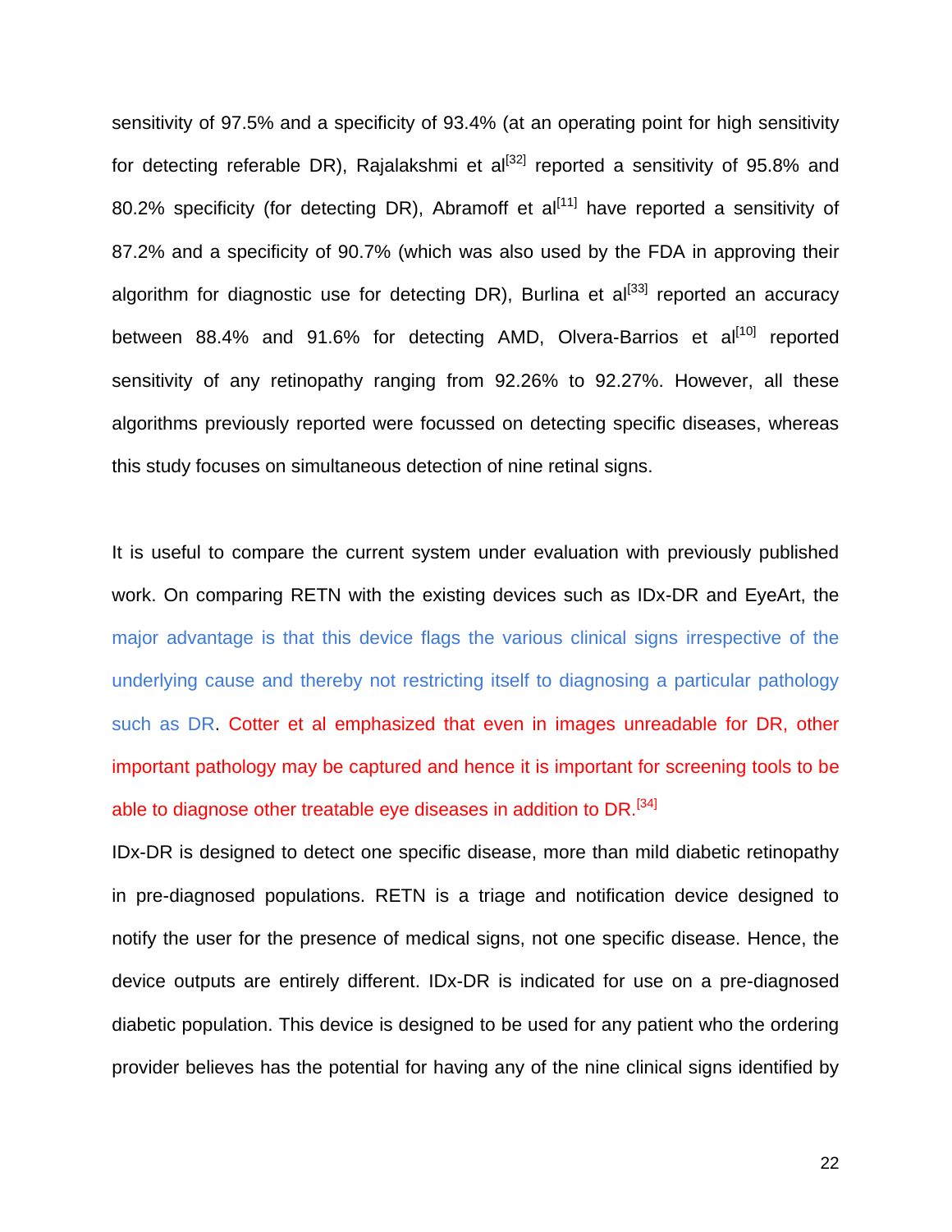sensitivity of 97.5% and a specificity of 93.4% (at an operating point for high sensitivity for detecting referable DR), Rajalakshmi et al[32] reported a sensitivity of 95.8% and 80.2% specificity (for detecting DR), Abramoff et al[11] have reported a sensitivity of 87.2% and a specificity of 90.7% (which was also used by the FDA in approving their algorithm for diagnostic use for detecting DR), Burlina et al[33] reported an accuracy between 88.4% and 91.6% for detecting AMD, Olvera-Barrios et al[10] reported sensitivity of any retinopathy ranging from 92.26% to 92.27%. However, all these algorithms previously reported were focussed on detecting specific diseases, whereas this study focuses on simultaneous detection of nine retinal signs.

It is useful to compare the current system under evaluation with previously published work. On comparing RETN with the existing devices such as IDx-DR and EyeArt, the major advantage is that this device flags the various clinical signs irrespective of the underlying cause and thereby not restricting itself to diagnosing a particular pathology such as DR. Cotter et al emphasized that even in images unreadable for DR, other important pathology may be captured and hence it is important for screening tools to be able to diagnose other treatable eye diseases in addition to DR.[34]

IDx-DR is designed to detect one specific disease, more than mild diabetic retinopathy in pre-diagnosed populations. RETN is a triage and notification device designed to notify the user for the presence of medical signs, not one specific disease. Hence, the device outputs are entirely different. IDx-DR is indicated for use on a pre-diagnosed diabetic population. This device is designed to be used for any patient who the ordering provider believes has the potential for having any of the nine clinical signs identified by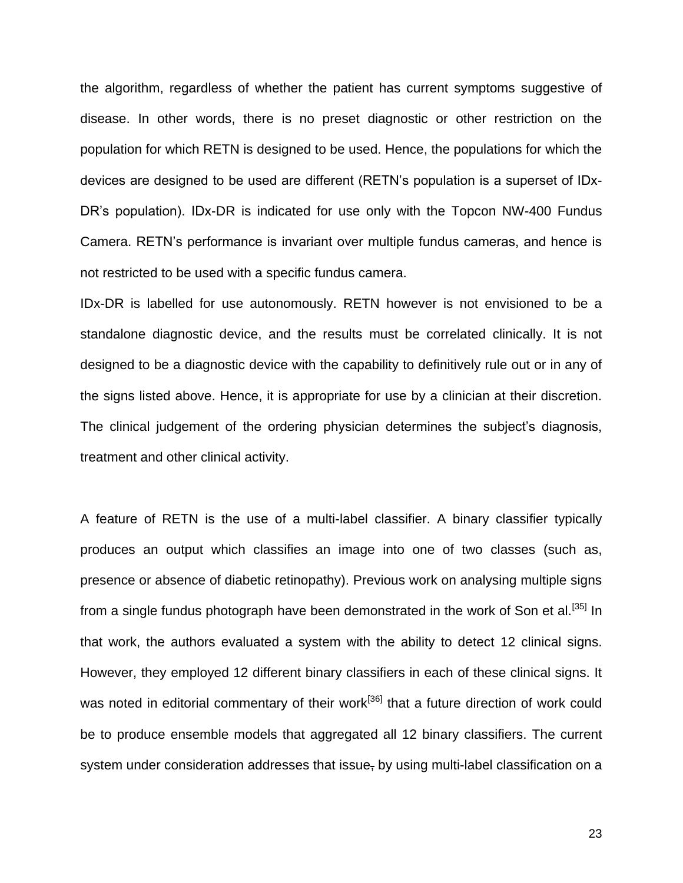the algorithm, regardless of whether the patient has current symptoms suggestive of disease. In other words, there is no preset diagnostic or other restriction on the population for which RETN is designed to be used. Hence, the populations for which the devices are designed to be used are different (RETN's population is a superset of IDx-DR's population). IDx-DR is indicated for use only with the Topcon NW-400 Fundus Camera. RETN's performance is invariant over multiple fundus cameras, and hence is not restricted to be used with a specific fundus camera.

IDx-DR is labelled for use autonomously. RETN however is not envisioned to be a standalone diagnostic device, and the results must be correlated clinically. It is not designed to be a diagnostic device with the capability to definitively rule out or in any of the signs listed above. Hence, it is appropriate for use by a clinician at their discretion. The clinical judgement of the ordering physician determines the subject's diagnosis, treatment and other clinical activity.

A feature of RETN is the use of a multi-label classifier. A binary classifier typically produces an output which classifies an image into one of two classes (such as, presence or absence of diabetic retinopathy). Previous work on analysing multiple signs from a single fundus photograph have been demonstrated in the work of Son et al.[35] In that work, the authors evaluated a system with the ability to detect 12 clinical signs. However, they employed 12 different binary classifiers in each of these clinical signs. It was noted in editorial commentary of their work[36] that a future direction of work could be to produce ensemble models that aggregated all 12 binary classifiers. The current system under consideration addresses that issue, by using multi-label classification on a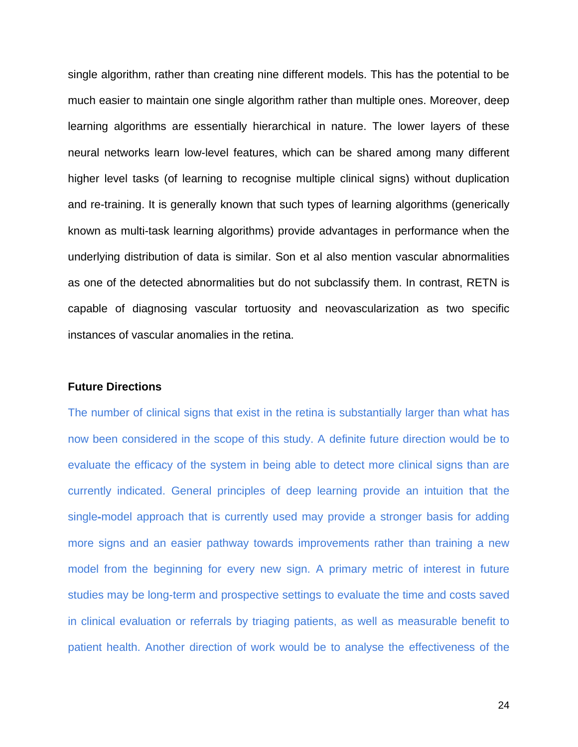single algorithm, rather than creating nine different models. This has the potential to be much easier to maintain one single algorithm rather than multiple ones. Moreover, deep learning algorithms are essentially hierarchical in nature. The lower layers of these neural networks learn low-level features, which can be shared among many different higher level tasks (of learning to recognise multiple clinical signs) without duplication and re-training. It is generally known that such types of learning algorithms (generically known as multi-task learning algorithms) provide advantages in performance when the underlying distribution of data is similar. Son et al also mention vascular abnormalities as one of the detected abnormalities but do not subclassify them. In contrast, RETN is capable of diagnosing vascular tortuosity and neovascularization as two specific instances of vascular anomalies in the retina.

**Future Directions**

The number of clinical signs that exist in the retina is substantially larger than what has now been considered in the scope of this study. A definite future direction would be to evaluate the efficacy of the system in being able to detect more clinical signs than are currently indicated. General principles of deep learning provide an intuition that the single-model approach that is currently used may provide a stronger basis for adding more signs and an easier pathway towards improvements rather than training a new model from the beginning for every new sign. A primary metric of interest in future studies may be long-term and prospective settings to evaluate the time and costs saved in clinical evaluation or referrals by triaging patients, as well as measurable benefit to patient health. Another direction of work would be to analyse the effectiveness of the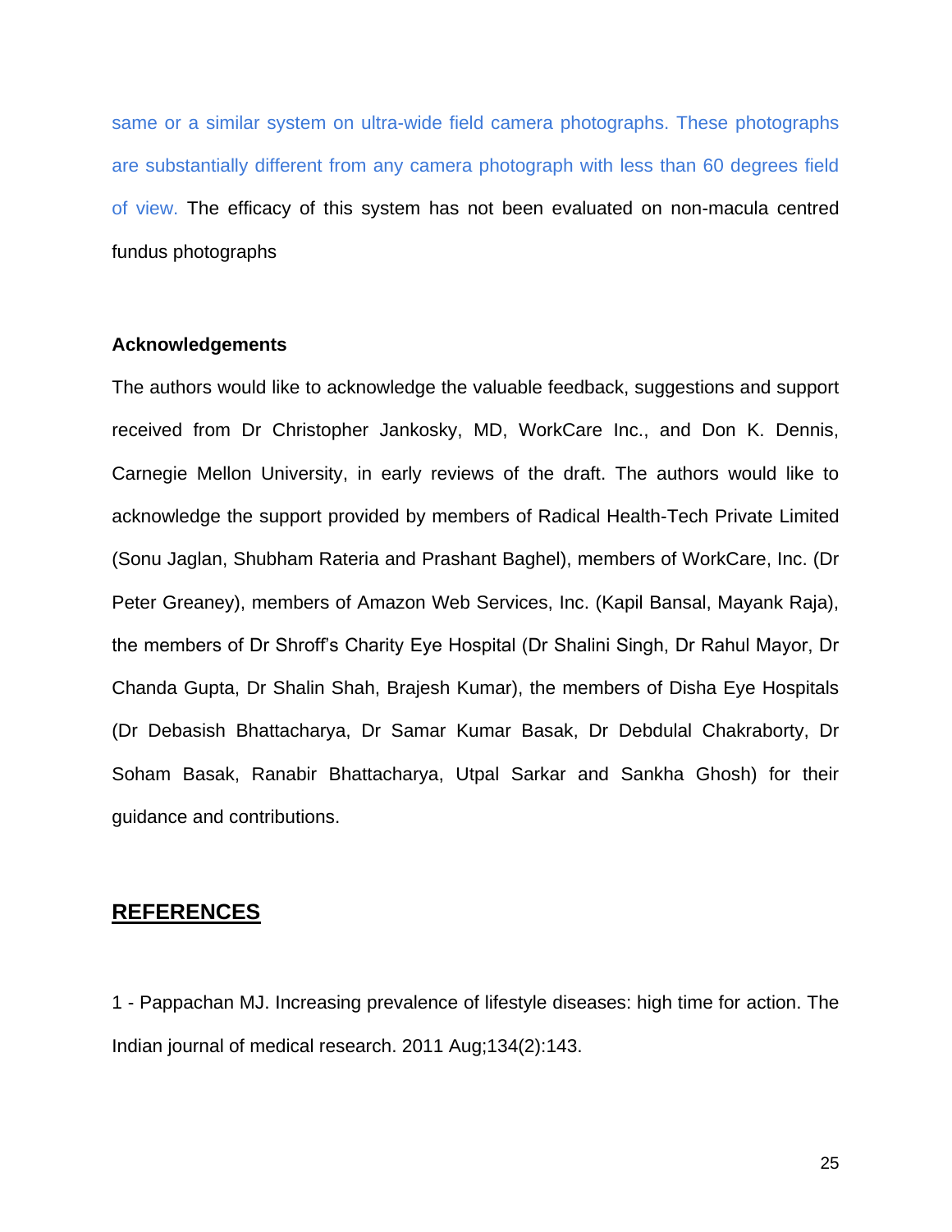same or a similar system on ultra-wide field camera photographs. These photographs are substantially different from any camera photograph with less than 60 degrees field of view. The efficacy of this system has not been evaluated on non-macula centred fundus photographs

**Acknowledgements**

The authors would like to acknowledge the valuable feedback, suggestions and support received from Dr Christopher Jankosky, MD, WorkCare Inc., and Don K. Dennis, Carnegie Mellon University, in early reviews of the draft. The authors would like to acknowledge the support provided by members of Radical Health-Tech Private Limited (Sonu Jaglan, Shubham Rateria and Prashant Baghel), members of WorkCare, Inc. (Dr Peter Greaney), members of Amazon Web Services, Inc. (Kapil Bansal, Mayank Raja), the members of Dr Shroff's Charity Eye Hospital (Dr Shalini Singh, Dr Rahul Mayor, Dr Chanda Gupta, Dr Shalin Shah, Brajesh Kumar), the members of Disha Eye Hospitals (Dr Debasish Bhattacharya, Dr Samar Kumar Basak, Dr Debdulal Chakraborty, Dr Soham Basak, Ranabir Bhattacharya, Utpal Sarkar and Sankha Ghosh) for their guidance and contributions.

## REFERENCES

1 - Pappachan MJ. Increasing prevalence of lifestyle diseases: high time for action. The Indian journal of medical research. 2011 Aug;134(2):143.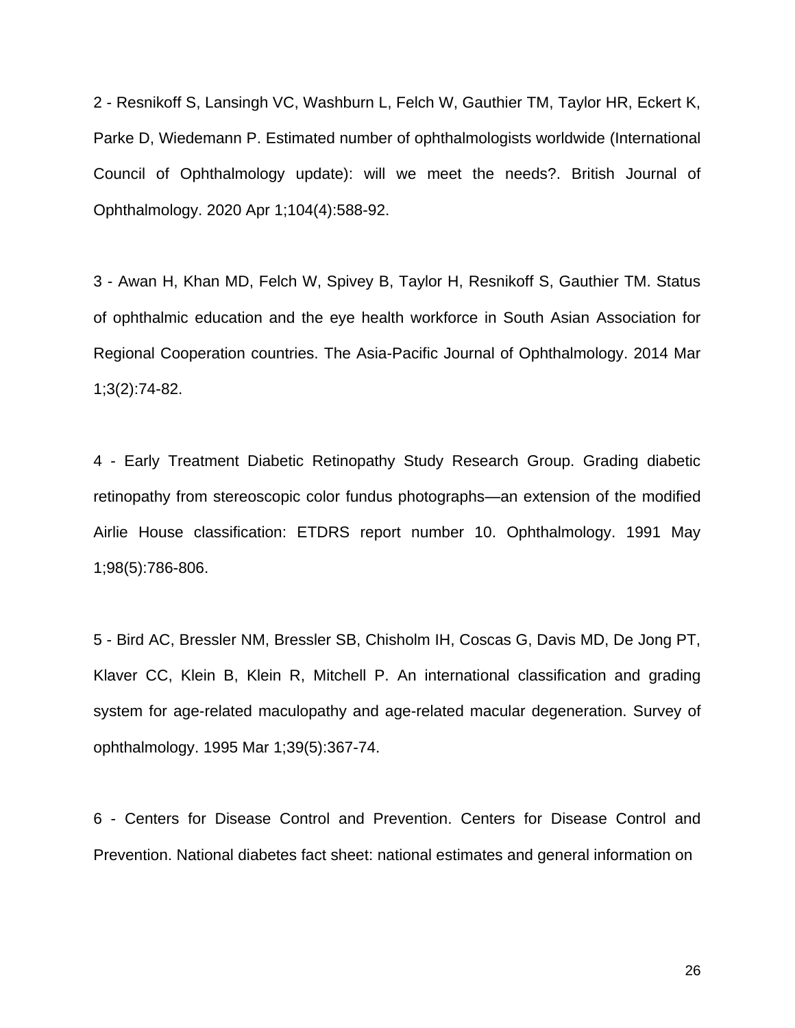2 - Resnikoff S, Lansingh VC, Washburn L, Felch W, Gauthier TM, Taylor HR, Eckert K, Parke D, Wiedemann P. Estimated number of ophthalmologists worldwide (International Council of Ophthalmology update): will we meet the needs?. British Journal of Ophthalmology. 2020 Apr 1;104(4):588-92.

3 - Awan H, Khan MD, Felch W, Spivey B, Taylor H, Resnikoff S, Gauthier TM. Status of ophthalmic education and the eye health workforce in South Asian Association for Regional Cooperation countries. The Asia-Pacific Journal of Ophthalmology. 2014 Mar 1;3(2):74-82.

4 - Early Treatment Diabetic Retinopathy Study Research Group. Grading diabetic retinopathy from stereoscopic color fundus photographs—an extension of the modified Airlie House classification: ETDRS report number 10. Ophthalmology. 1991 May 1;98(5):786-806.

5 - Bird AC, Bressler NM, Bressler SB, Chisholm IH, Coscas G, Davis MD, De Jong PT, Klaver CC, Klein B, Klein R, Mitchell P. An international classification and grading system for age-related maculopathy and age-related macular degeneration. Survey of ophthalmology. 1995 Mar 1;39(5):367-74.

6 - Centers for Disease Control and Prevention. Centers for Disease Control and Prevention. National diabetes fact sheet: national estimates and general information on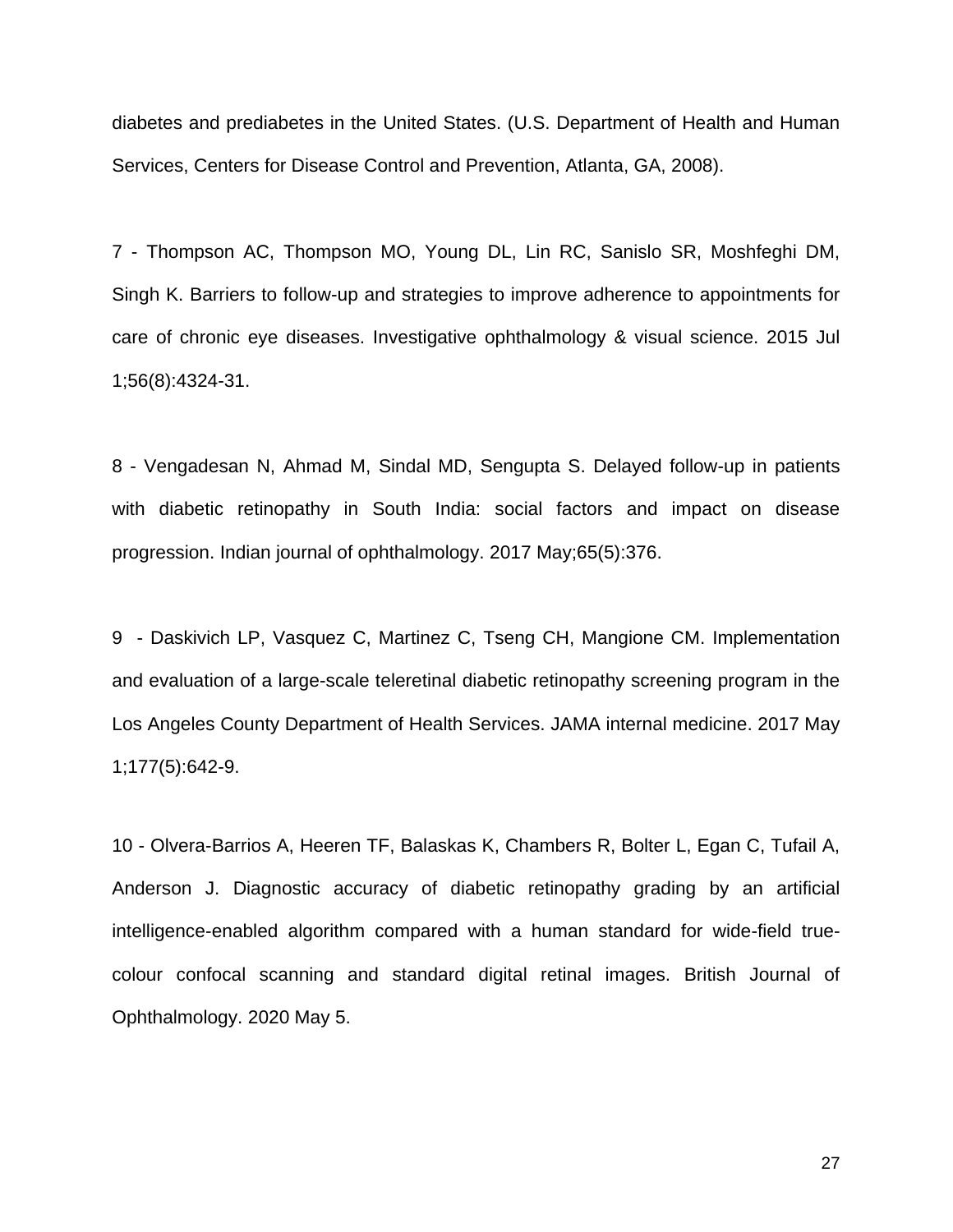diabetes and prediabetes in the United States. (U.S. Department of Health and Human Services, Centers for Disease Control and Prevention, Atlanta, GA, 2008).

7 - Thompson AC, Thompson MO, Young DL, Lin RC, Sanislo SR, Moshfeghi DM, Singh K. Barriers to follow-up and strategies to improve adherence to appointments for care of chronic eye diseases. Investigative ophthalmology & visual science. 2015 Jul 1;56(8):4324-31.

8 - Vengadesan N, Ahmad M, Sindal MD, Sengupta S. Delayed follow-up in patients with diabetic retinopathy in South India: social factors and impact on disease progression. Indian journal of ophthalmology. 2017 May;65(5):376.

9 - Daskivich LP, Vasquez C, Martinez C, Tseng CH, Mangione CM. Implementation and evaluation of a large-scale teleretinal diabetic retinopathy screening program in the Los Angeles County Department of Health Services. JAMA internal medicine. 2017 May 1;177(5):642-9.

10 - Olvera-Barrios A, Heeren TF, Balaskas K, Chambers R, Bolter L, Egan C, Tufail A, Anderson J. Diagnostic accuracy of diabetic retinopathy grading by an artificial intelligence-enabled algorithm compared with a human standard for wide-field true-colour confocal scanning and standard digital retinal images. British Journal of Ophthalmology. 2020 May 5.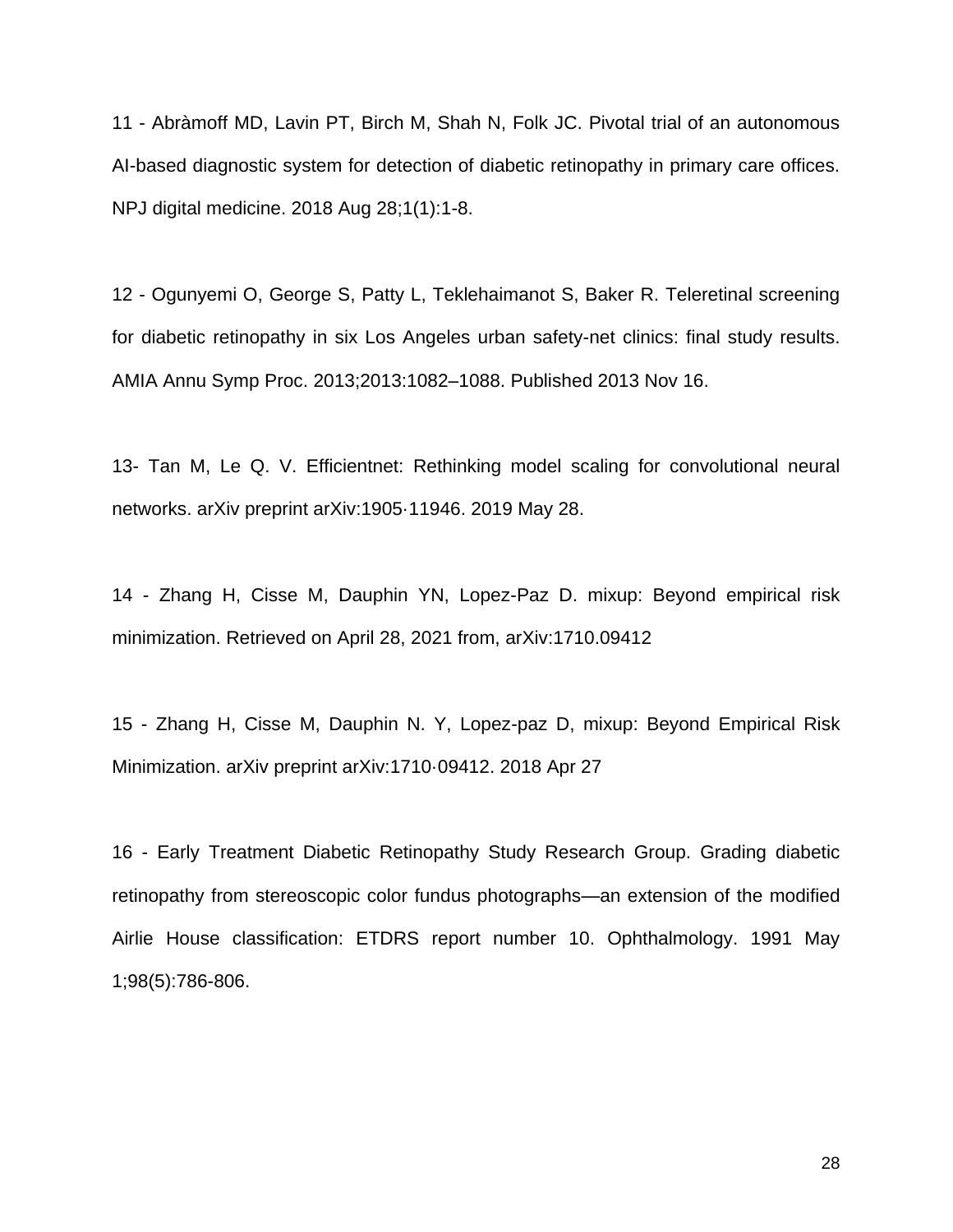11 - Abràmoff MD, Lavin PT, Birch M, Shah N, Folk JC. Pivotal trial of an autonomous AI-based diagnostic system for detection of diabetic retinopathy in primary care offices. NPJ digital medicine. 2018 Aug 28;1(1):1-8.

12 - Ogunyemi O, George S, Patty L, Teklehaimanot S, Baker R. Teleretinal screening for diabetic retinopathy in six Los Angeles urban safety-net clinics: final study results. AMIA Annu Symp Proc. 2013;2013:1082–1088. Published 2013 Nov 16.

13- Tan M, Le Q. V. Efficientnet: Rethinking model scaling for convolutional neural networks. arXiv preprint arXiv:1905·11946. 2019 May 28.

14 - Zhang H, Cisse M, Dauphin YN, Lopez-Paz D. mixup: Beyond empirical risk minimization. Retrieved on April 28, 2021 from, arXiv:1710.09412

15 - Zhang H, Cisse M, Dauphin N. Y, Lopez-paz D, mixup: Beyond Empirical Risk Minimization. arXiv preprint arXiv:1710·09412. 2018 Apr 27

16 - Early Treatment Diabetic Retinopathy Study Research Group. Grading diabetic retinopathy from stereoscopic color fundus photographs—an extension of the modified Airlie House classification: ETDRS report number 10. Ophthalmology. 1991 May 1;98(5):786-806.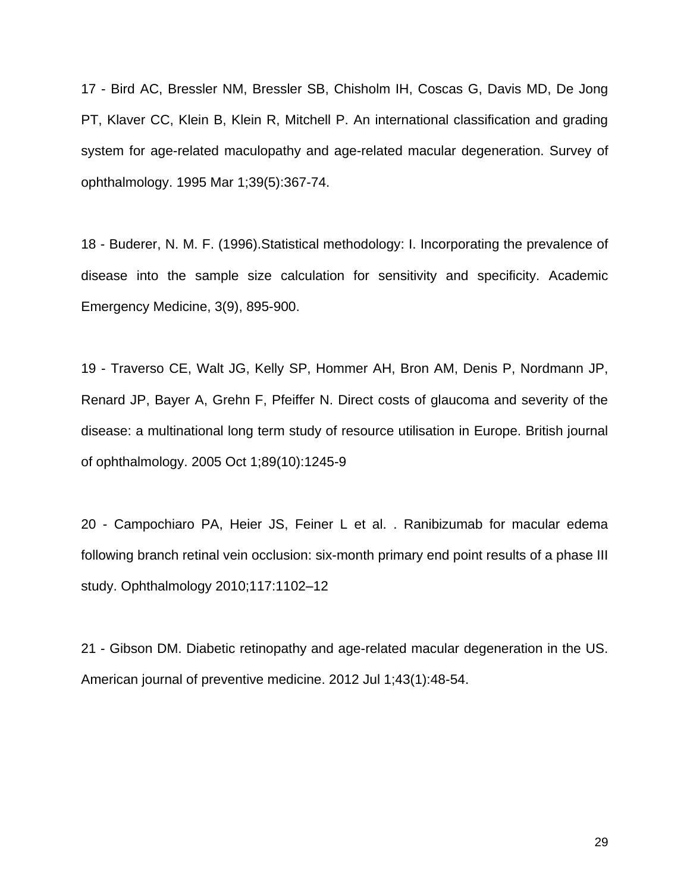17 - Bird AC, Bressler NM, Bressler SB, Chisholm IH, Coscas G, Davis MD, De Jong PT, Klaver CC, Klein B, Klein R, Mitchell P. An international classification and grading system for age-related maculopathy and age-related macular degeneration. Survey of ophthalmology. 1995 Mar 1;39(5):367-74.

18 - Buderer, N. M. F. (1996).Statistical methodology: I. Incorporating the prevalence of disease into the sample size calculation for sensitivity and specificity. Academic Emergency Medicine, 3(9), 895-900.

19 - Traverso CE, Walt JG, Kelly SP, Hommer AH, Bron AM, Denis P, Nordmann JP, Renard JP, Bayer A, Grehn F, Pfeiffer N. Direct costs of glaucoma and severity of the disease: a multinational long term study of resource utilisation in Europe. British journal of ophthalmology. 2005 Oct 1;89(10):1245-9

20 - Campochiaro PA, Heier JS, Feiner L et al. . Ranibizumab for macular edema following branch retinal vein occlusion: six-month primary end point results of a phase III study. Ophthalmology 2010;117:1102–12

21 - Gibson DM. Diabetic retinopathy and age-related macular degeneration in the US. American journal of preventive medicine. 2012 Jul 1;43(1):48-54.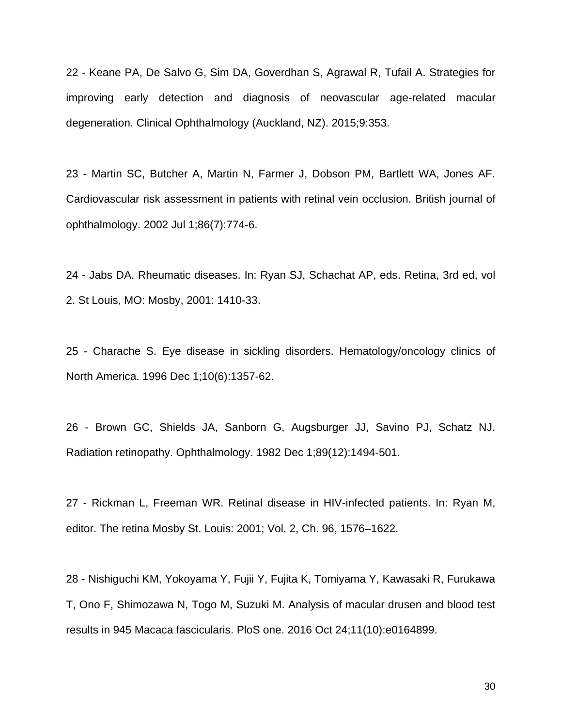22 - Keane PA, De Salvo G, Sim DA, Goverdhan S, Agrawal R, Tufail A. Strategies for improving early detection and diagnosis of neovascular age-related macular degeneration. Clinical Ophthalmology (Auckland, NZ). 2015;9:353.

23 - Martin SC, Butcher A, Martin N, Farmer J, Dobson PM, Bartlett WA, Jones AF. Cardiovascular risk assessment in patients with retinal vein occlusion. British journal of ophthalmology. 2002 Jul 1;86(7):774-6.

24 - Jabs DA. Rheumatic diseases. In: Ryan SJ, Schachat AP, eds. Retina, 3rd ed, vol 2. St Louis, MO: Mosby, 2001: 1410-33.

25 - Charache S. Eye disease in sickling disorders. Hematology/oncology clinics of North America. 1996 Dec 1;10(6):1357-62.

26 - Brown GC, Shields JA, Sanborn G, Augsburger JJ, Savino PJ, Schatz NJ. Radiation retinopathy. Ophthalmology. 1982 Dec 1;89(12):1494-501.

27 - Rickman L, Freeman WR. Retinal disease in HIV-infected patients. In: Ryan M, editor. The retina Mosby St. Louis: 2001; Vol. 2, Ch. 96, 1576–1622.

28 - Nishiguchi KM, Yokoyama Y, Fujii Y, Fujita K, Tomiyama Y, Kawasaki R, Furukawa T, Ono F, Shimozawa N, Togo M, Suzuki M. Analysis of macular drusen and blood test results in 945 Macaca fascicularis. PloS one. 2016 Oct 24;11(10):e0164899.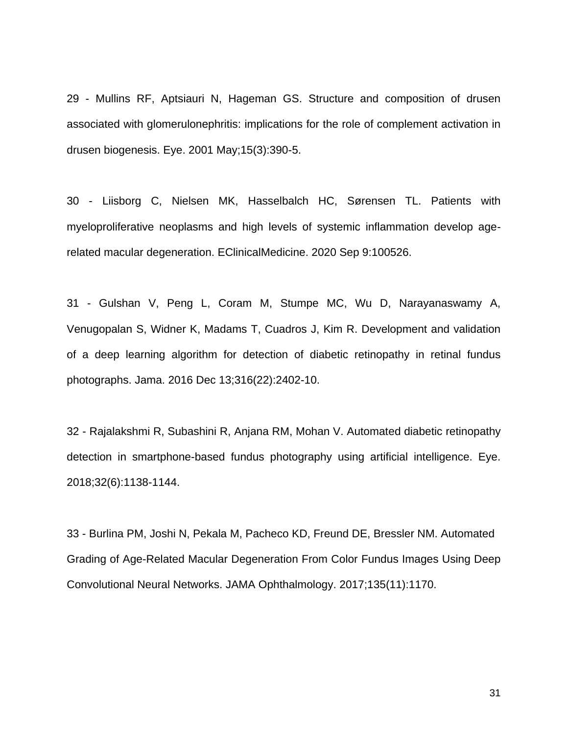29 - Mullins RF, Aptsiauri N, Hageman GS. Structure and composition of drusen associated with glomerulonephritis: implications for the role of complement activation in drusen biogenesis. Eye. 2001 May;15(3):390-5.

30 - Liisborg C, Nielsen MK, Hasselbalch HC, Sørensen TL. Patients with myeloproliferative neoplasms and high levels of systemic inflammation develop age-related macular degeneration. EClinicalMedicine. 2020 Sep 9:100526.

31 - Gulshan V, Peng L, Coram M, Stumpe MC, Wu D, Narayanaswamy A, Venugopalan S, Widner K, Madams T, Cuadros J, Kim R. Development and validation of a deep learning algorithm for detection of diabetic retinopathy in retinal fundus photographs. Jama. 2016 Dec 13;316(22):2402-10.

32 - Rajalakshmi R, Subashini R, Anjana RM, Mohan V. Automated diabetic retinopathy detection in smartphone-based fundus photography using artificial intelligence. Eye. 2018;32(6):1138-1144.

33 - Burlina PM, Joshi N, Pekala M, Pacheco KD, Freund DE, Bressler NM. Automated Grading of Age-Related Macular Degeneration From Color Fundus Images Using Deep Convolutional Neural Networks. JAMA Ophthalmology. 2017;135(11):1170.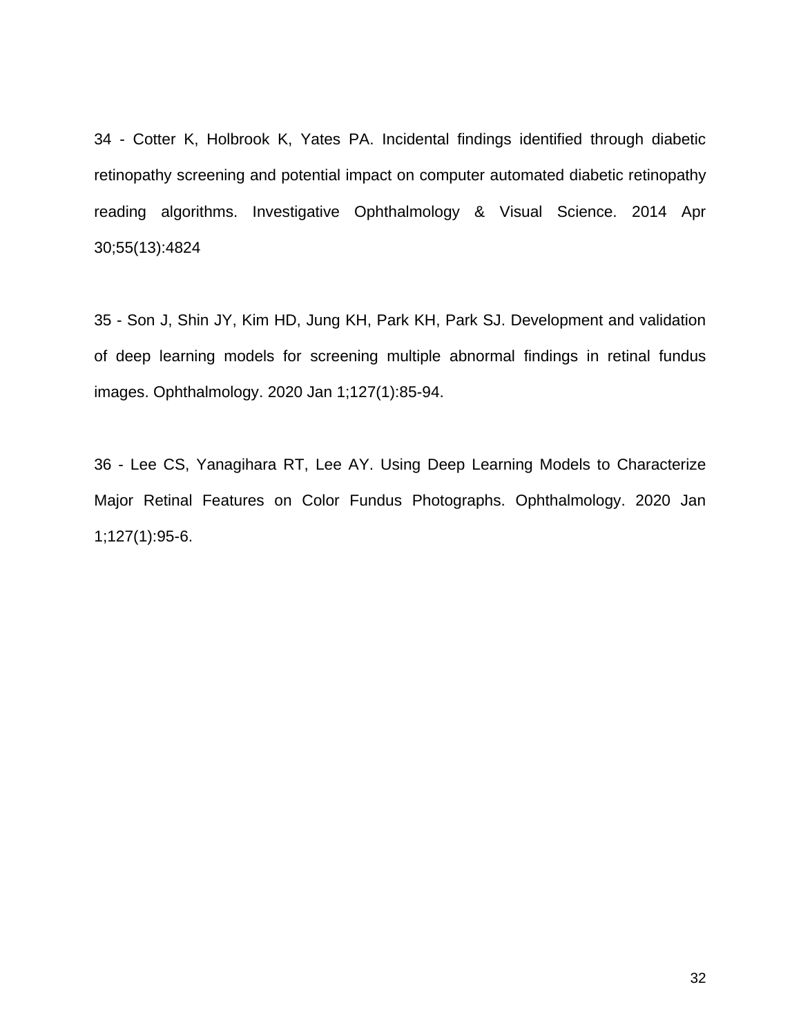34 - Cotter K, Holbrook K, Yates PA. Incidental findings identified through diabetic retinopathy screening and potential impact on computer automated diabetic retinopathy reading algorithms. Investigative Ophthalmology & Visual Science. 2014 Apr 30;55(13):4824

35 - Son J, Shin JY, Kim HD, Jung KH, Park KH, Park SJ. Development and validation of deep learning models for screening multiple abnormal findings in retinal fundus images. Ophthalmology. 2020 Jan 1;127(1):85-94.

36 - Lee CS, Yanagihara RT, Lee AY. Using Deep Learning Models to Characterize Major Retinal Features on Color Fundus Photographs. Ophthalmology. 2020 Jan 1;127(1):95-6.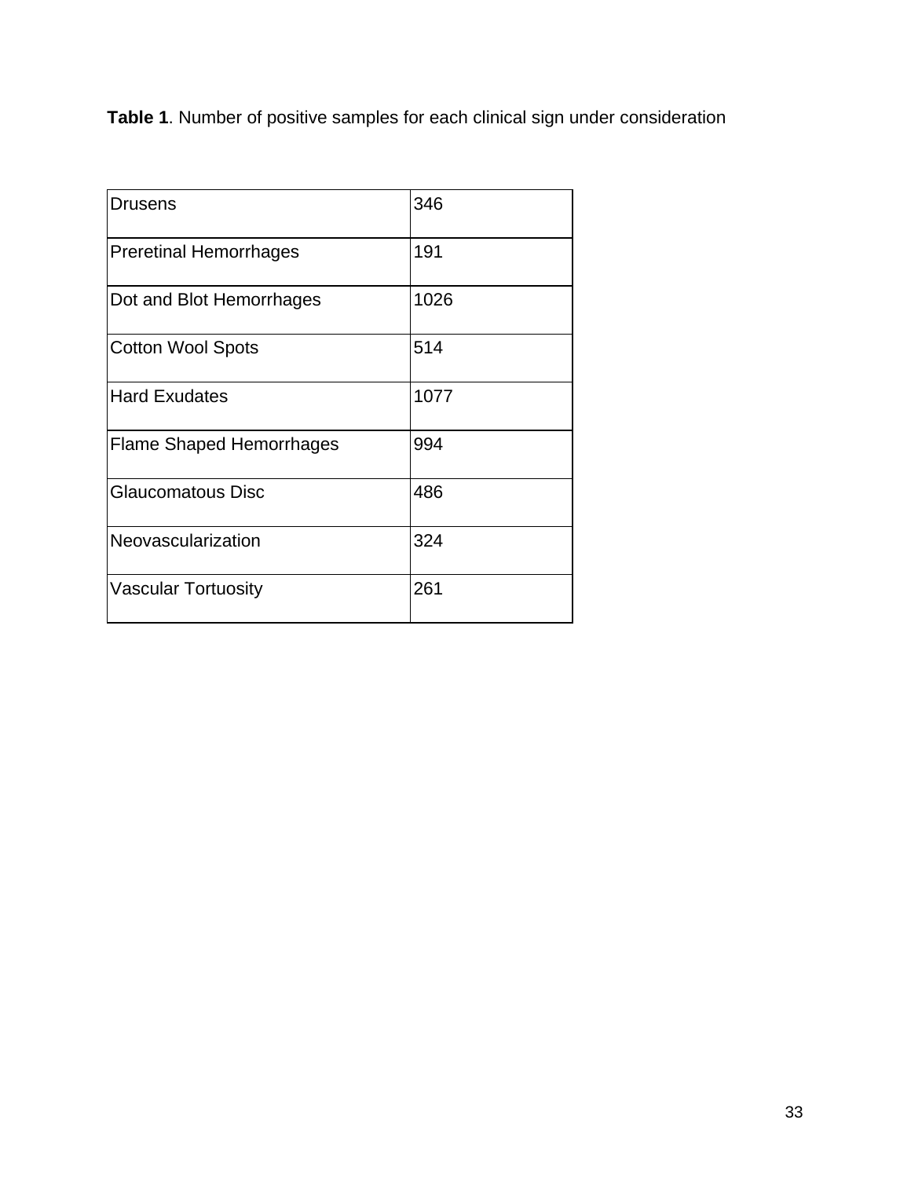**Table 1**. Number of positive samples for each clinical sign under consideration

| | |
|---|---|
| Drusens | 346 |
| Preretinal Hemorrhages | 191 |
| Dot and Blot Hemorrhages | 1026 |
| Cotton Wool Spots | 514 |
| Hard Exudates | 1077 |
| Flame Shaped Hemorrhages | 994 |
| Glaucomatous Disc | 486 |
| Neovascularization | 324 |
| Vascular Tortuosity | 261 |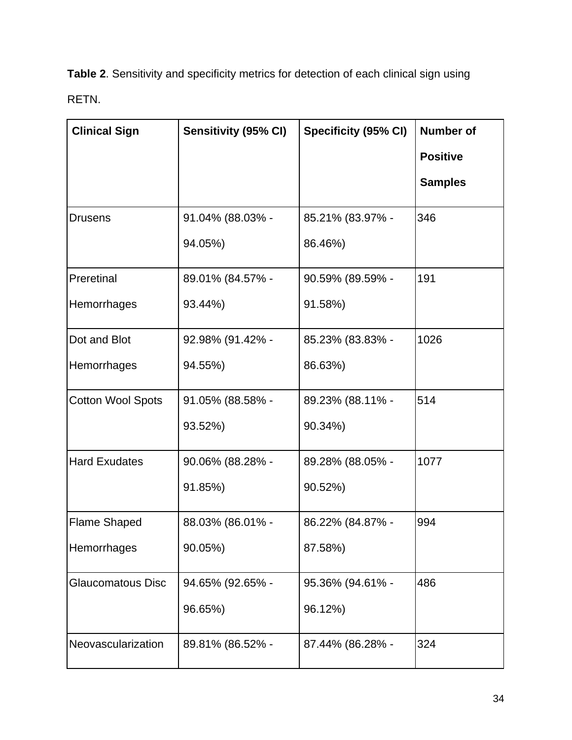**Table 2**. Sensitivity and specificity metrics for detection of each clinical sign using RETN.

| Clinical Sign | Sensitivity (95% CI) | Specificity (95% CI) | Number of Positive Samples |
|---|---|---|---|
| Drusens | 91.04% (88.03% - 94.05%) | 85.21% (83.97% - 86.46%) | 346 |
| Preretinal Hemorrhages | 89.01% (84.57% - 93.44%) | 90.59% (89.59% - 91.58%) | 191 |
| Dot and Blot Hemorrhages | 92.98% (91.42% - 94.55%) | 85.23% (83.83% - 86.63%) | 1026 |
| Cotton Wool Spots | 91.05% (88.58% - 93.52%) | 89.23% (88.11% - 90.34%) | 514 |
| Hard Exudates | 90.06% (88.28% - 91.85%) | 89.28% (88.05% - 90.52%) | 1077 |
| Flame Shaped Hemorrhages | 88.03% (86.01% - 90.05%) | 86.22% (84.87% - 87.58%) | 994 |
| Glaucomatous Disc | 94.65% (92.65% - 96.65%) | 95.36% (94.61% - 96.12%) | 486 |
| Neovascularization | 89.81% (86.52% - | 87.44% (86.28% - | 324 |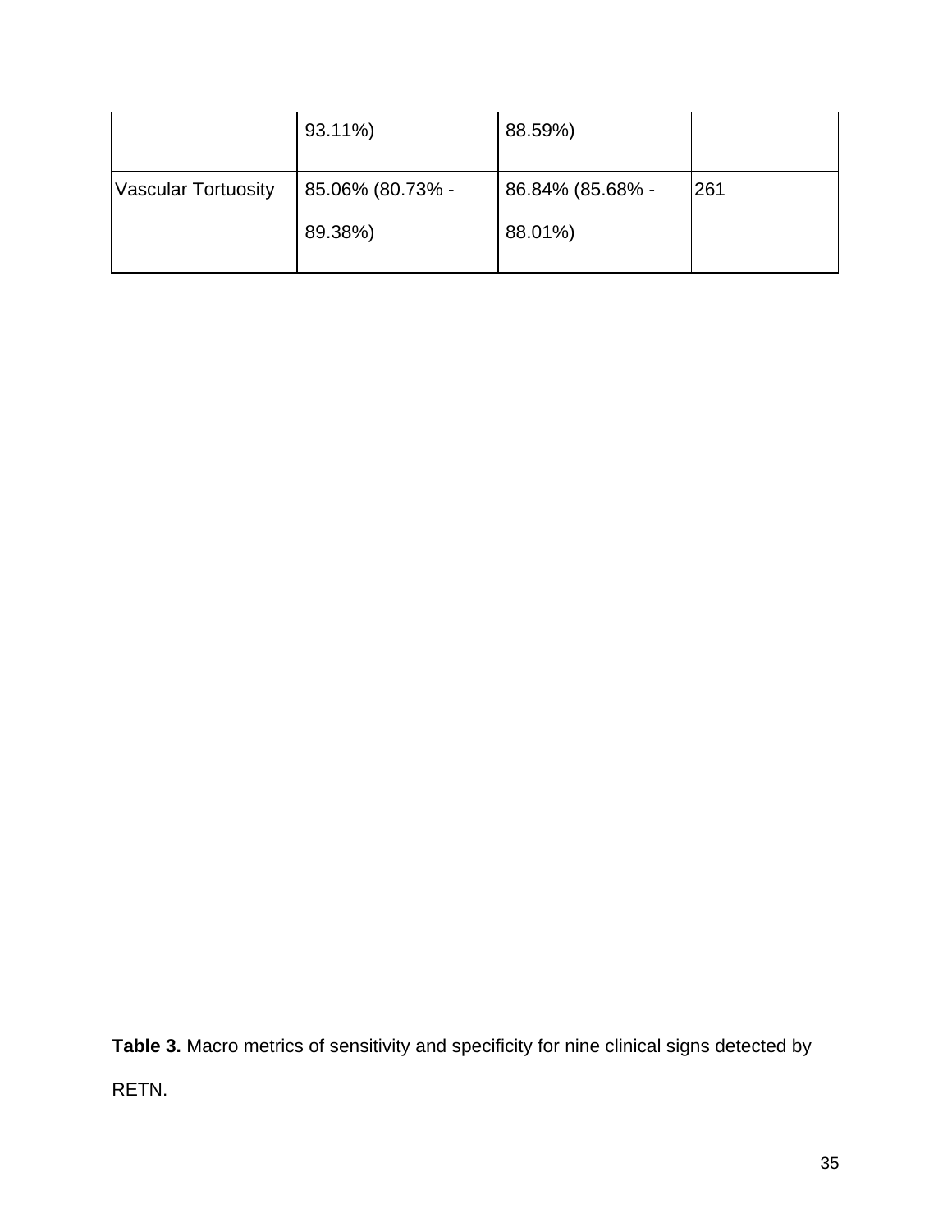| | | | |
|---|---|---|---|
| | 93.11%) | 88.59%) | |
| Vascular Tortuosity | 85.06% (80.73% - 89.38%) | 86.84% (85.68% - 88.01%) | 261 |

**Table 3.** Macro metrics of sensitivity and specificity for nine clinical signs detected by RETN.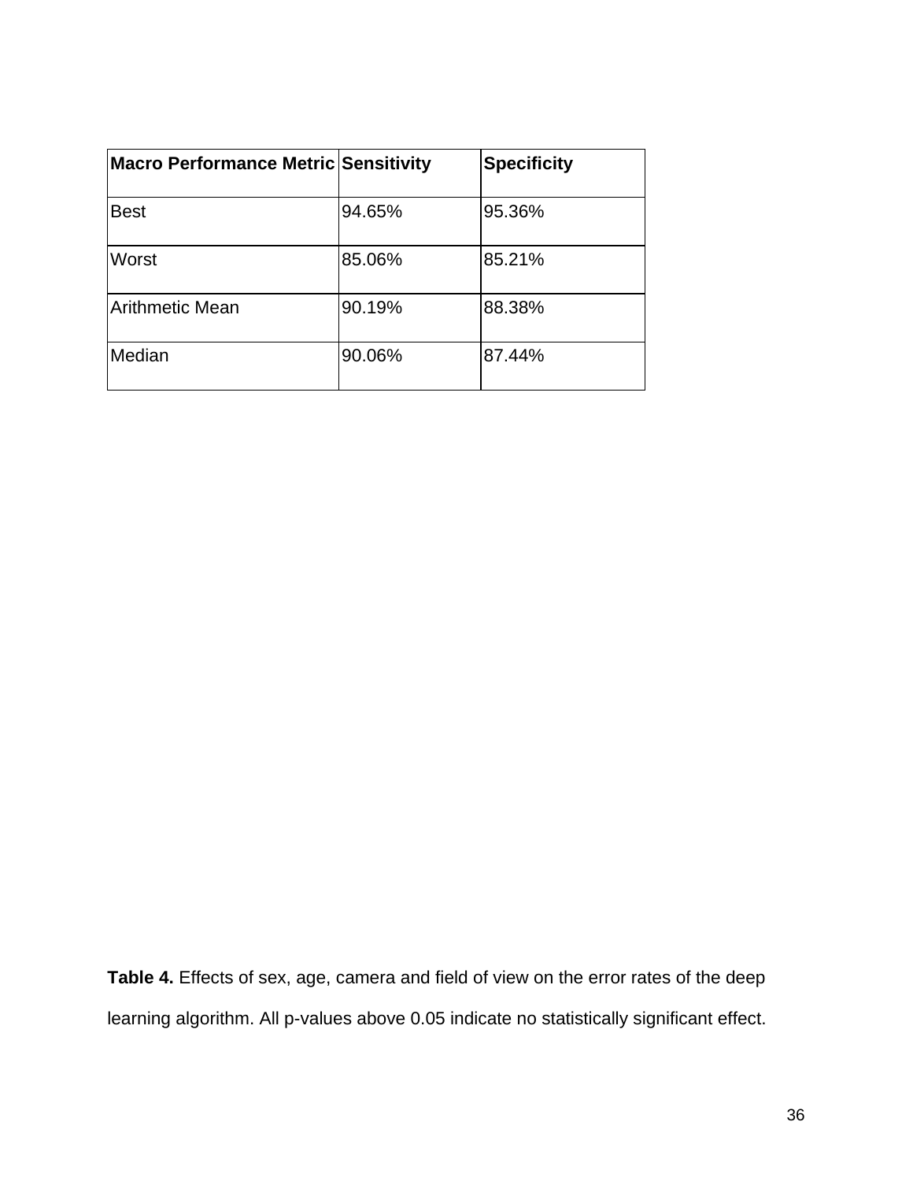| Macro Performance Metric | Sensitivity | Specificity |
|---|---|---|
| Best | 94.65% | 95.36% |
| Worst | 85.06% | 85.21% |
| Arithmetic Mean | 90.19% | 88.38% |
| Median | 90.06% | 87.44% |

**Table 4.** Effects of sex, age, camera and field of view on the error rates of the deep learning algorithm. All p-values above 0.05 indicate no statistically significant effect.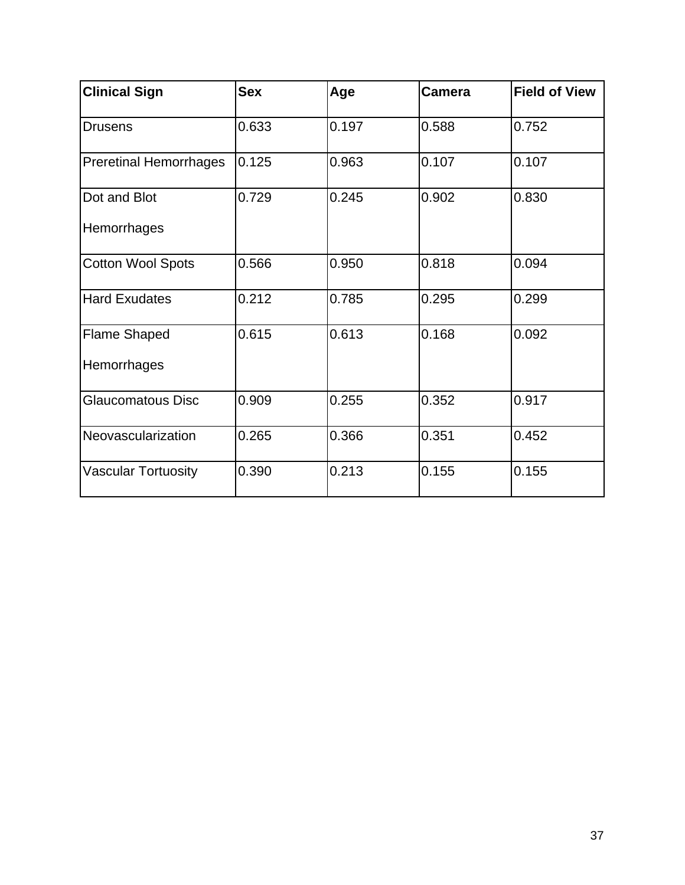| Clinical Sign | Sex | Age | Camera | Field of View |
|---|---|---|---|---|
| Drusens | 0.633 | 0.197 | 0.588 | 0.752 |
| Preretinal Hemorrhages | 0.125 | 0.963 | 0.107 | 0.107 |
| Dot and Blot Hemorrhages | 0.729 | 0.245 | 0.902 | 0.830 |
| Cotton Wool Spots | 0.566 | 0.950 | 0.818 | 0.094 |
| Hard Exudates | 0.212 | 0.785 | 0.295 | 0.299 |
| Flame Shaped Hemorrhages | 0.615 | 0.613 | 0.168 | 0.092 |
| Glaucomatous Disc | 0.909 | 0.255 | 0.352 | 0.917 |
| Neovascularization | 0.265 | 0.366 | 0.351 | 0.452 |
| Vascular Tortuosity | 0.390 | 0.213 | 0.155 | 0.155 |